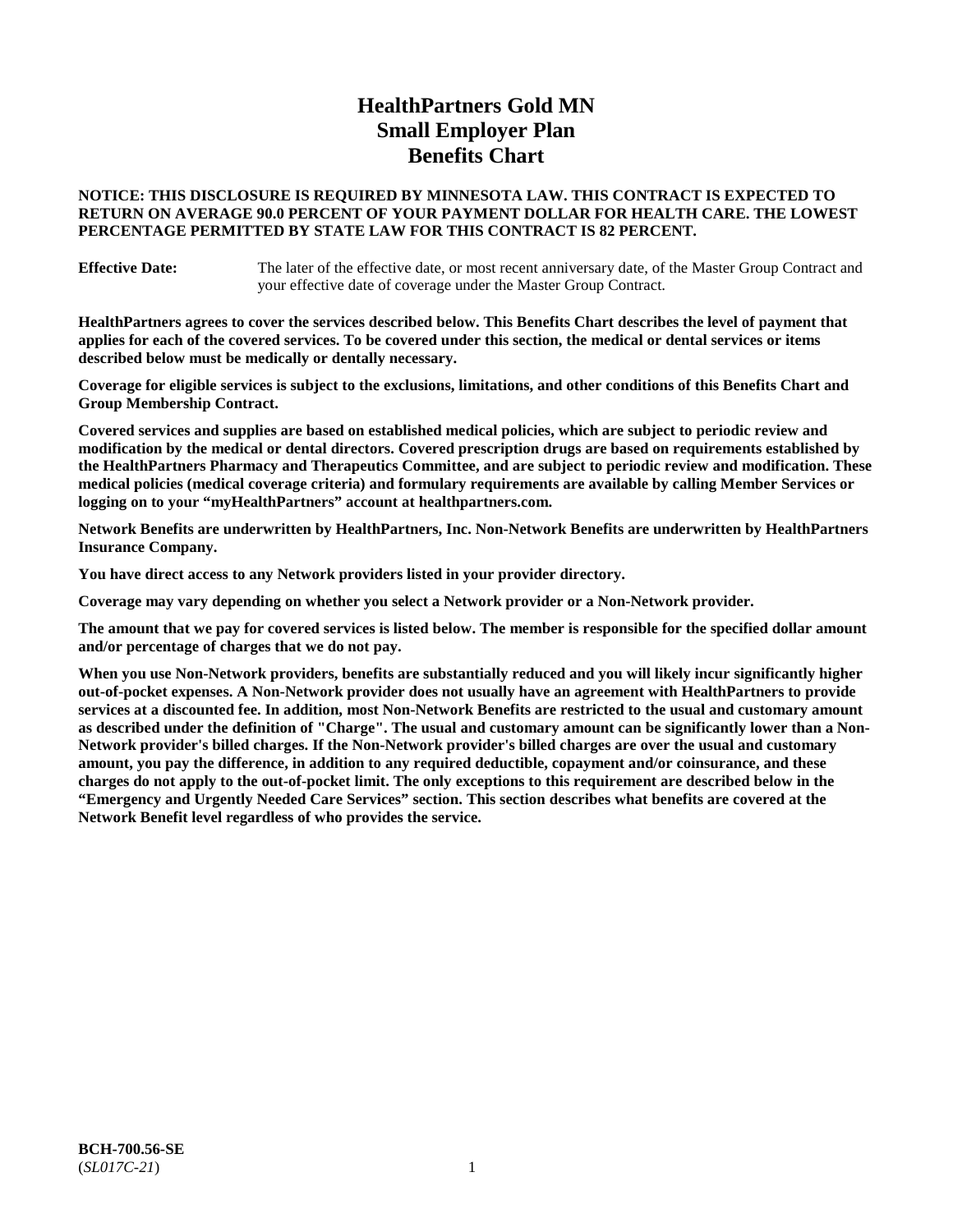# HealthPartners Gold MN
# Small Employer Plan
# Benefits Chart

**NOTICE: THIS DISCLOSURE IS REQUIRED BY MINNESOTA LAW. THIS CONTRACT IS EXPECTED TO RETURN ON AVERAGE 90.0 PERCENT OF YOUR PAYMENT DOLLAR FOR HEALTH CARE. THE LOWEST PERCENTAGE PERMITTED BY STATE LAW FOR THIS CONTRACT IS 82 PERCENT.**

**Effective Date:** The later of the effective date, or most recent anniversary date, of the Master Group Contract and your effective date of coverage under the Master Group Contract.

**HealthPartners agrees to cover the services described below. This Benefits Chart describes the level of payment that applies for each of the covered services. To be covered under this section, the medical or dental services or items described below must be medically or dentally necessary.**

**Coverage for eligible services is subject to the exclusions, limitations, and other conditions of this Benefits Chart and Group Membership Contract.**

**Covered services and supplies are based on established medical policies, which are subject to periodic review and modification by the medical or dental directors. Covered prescription drugs are based on requirements established by the HealthPartners Pharmacy and Therapeutics Committee, and are subject to periodic review and modification. These medical policies (medical coverage criteria) and formulary requirements are available by calling Member Services or logging on to your "myHealthPartners" account at healthpartners.com.**

**Network Benefits are underwritten by HealthPartners, Inc. Non-Network Benefits are underwritten by HealthPartners Insurance Company.**

**You have direct access to any Network providers listed in your provider directory.**

**Coverage may vary depending on whether you select a Network provider or a Non-Network provider.**

**The amount that we pay for covered services is listed below. The member is responsible for the specified dollar amount and/or percentage of charges that we do not pay.**

**When you use Non-Network providers, benefits are substantially reduced and you will likely incur significantly higher out-of-pocket expenses. A Non-Network provider does not usually have an agreement with HealthPartners to provide services at a discounted fee. In addition, most Non-Network Benefits are restricted to the usual and customary amount as described under the definition of "Charge". The usual and customary amount can be significantly lower than a Non-Network provider's billed charges. If the Non-Network provider's billed charges are over the usual and customary amount, you pay the difference, in addition to any required deductible, copayment and/or coinsurance, and these charges do not apply to the out-of-pocket limit. The only exceptions to this requirement are described below in the "Emergency and Urgently Needed Care Services" section. This section describes what benefits are covered at the Network Benefit level regardless of who provides the service.**

**BCH-700.56-SE**
(*SL017C-21*)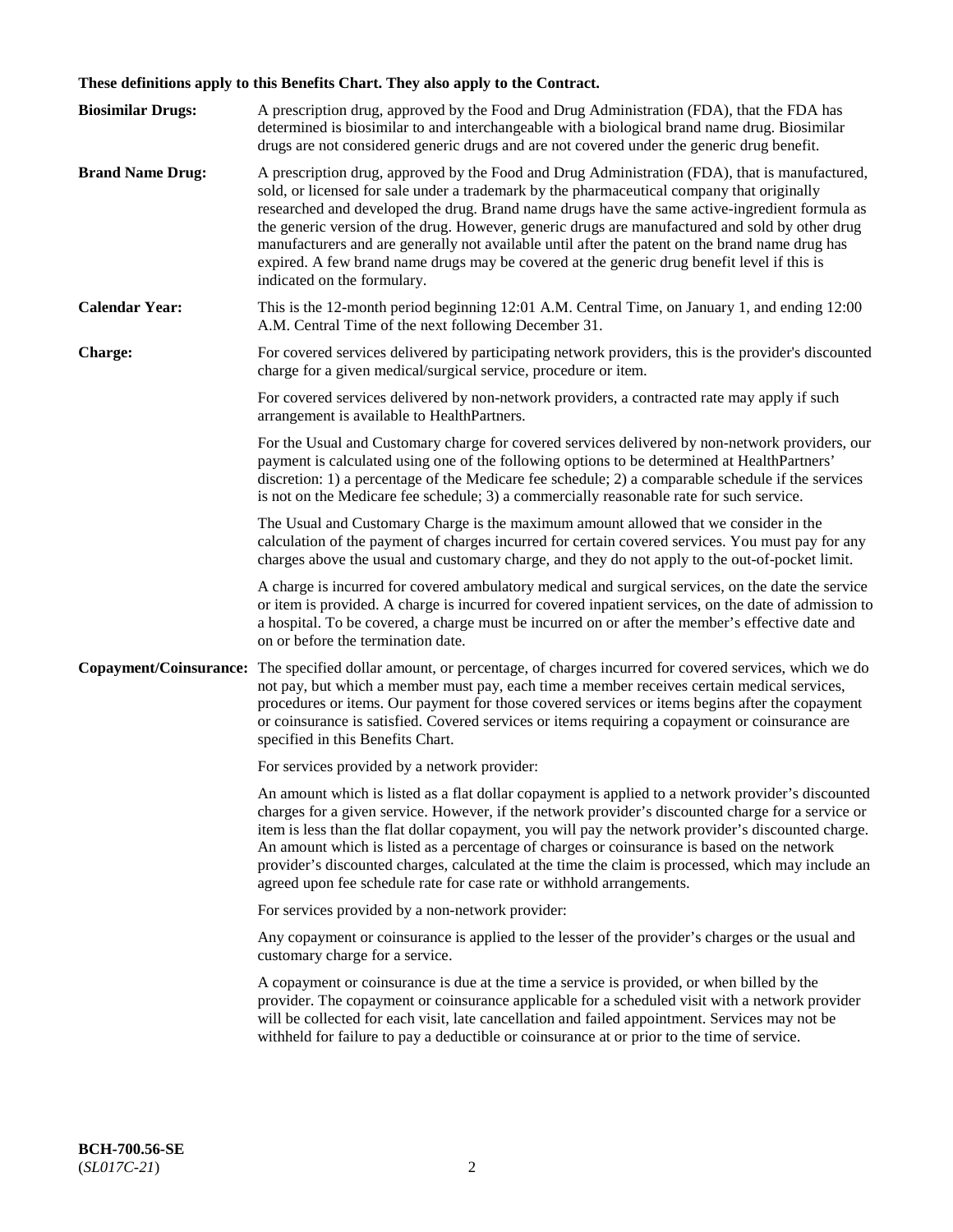**These definitions apply to this Benefits Chart. They also apply to the Contract.**

**Biosimilar Drugs:** A prescription drug, approved by the Food and Drug Administration (FDA), that the FDA has determined is biosimilar to and interchangeable with a biological brand name drug. Biosimilar drugs are not considered generic drugs and are not covered under the generic drug benefit.

**Brand Name Drug:** A prescription drug, approved by the Food and Drug Administration (FDA), that is manufactured, sold, or licensed for sale under a trademark by the pharmaceutical company that originally researched and developed the drug. Brand name drugs have the same active-ingredient formula as the generic version of the drug. However, generic drugs are manufactured and sold by other drug manufacturers and are generally not available until after the patent on the brand name drug has expired. A few brand name drugs may be covered at the generic drug benefit level if this is indicated on the formulary.

**Calendar Year:** This is the 12-month period beginning 12:01 A.M. Central Time, on January 1, and ending 12:00 A.M. Central Time of the next following December 31.

**Charge:** For covered services delivered by participating network providers, this is the provider's discounted charge for a given medical/surgical service, procedure or item.

For covered services delivered by non-network providers, a contracted rate may apply if such arrangement is available to HealthPartners.

For the Usual and Customary charge for covered services delivered by non-network providers, our payment is calculated using one of the following options to be determined at HealthPartners' discretion: 1) a percentage of the Medicare fee schedule; 2) a comparable schedule if the services is not on the Medicare fee schedule; 3) a commercially reasonable rate for such service.

The Usual and Customary Charge is the maximum amount allowed that we consider in the calculation of the payment of charges incurred for certain covered services. You must pay for any charges above the usual and customary charge, and they do not apply to the out-of-pocket limit.

A charge is incurred for covered ambulatory medical and surgical services, on the date the service or item is provided. A charge is incurred for covered inpatient services, on the date of admission to a hospital. To be covered, a charge must be incurred on or after the member's effective date and on or before the termination date.

**Copayment/Coinsurance:** The specified dollar amount, or percentage, of charges incurred for covered services, which we do not pay, but which a member must pay, each time a member receives certain medical services, procedures or items. Our payment for those covered services or items begins after the copayment or coinsurance is satisfied. Covered services or items requiring a copayment or coinsurance are specified in this Benefits Chart.

For services provided by a network provider:

An amount which is listed as a flat dollar copayment is applied to a network provider's discounted charges for a given service. However, if the network provider's discounted charge for a service or item is less than the flat dollar copayment, you will pay the network provider's discounted charge. An amount which is listed as a percentage of charges or coinsurance is based on the network provider's discounted charges, calculated at the time the claim is processed, which may include an agreed upon fee schedule rate for case rate or withhold arrangements.

For services provided by a non-network provider:

Any copayment or coinsurance is applied to the lesser of the provider's charges or the usual and customary charge for a service.

A copayment or coinsurance is due at the time a service is provided, or when billed by the provider. The copayment or coinsurance applicable for a scheduled visit with a network provider will be collected for each visit, late cancellation and failed appointment. Services may not be withheld for failure to pay a deductible or coinsurance at or prior to the time of service.

**BCH-700.56-SE**
(*SL017C-21*)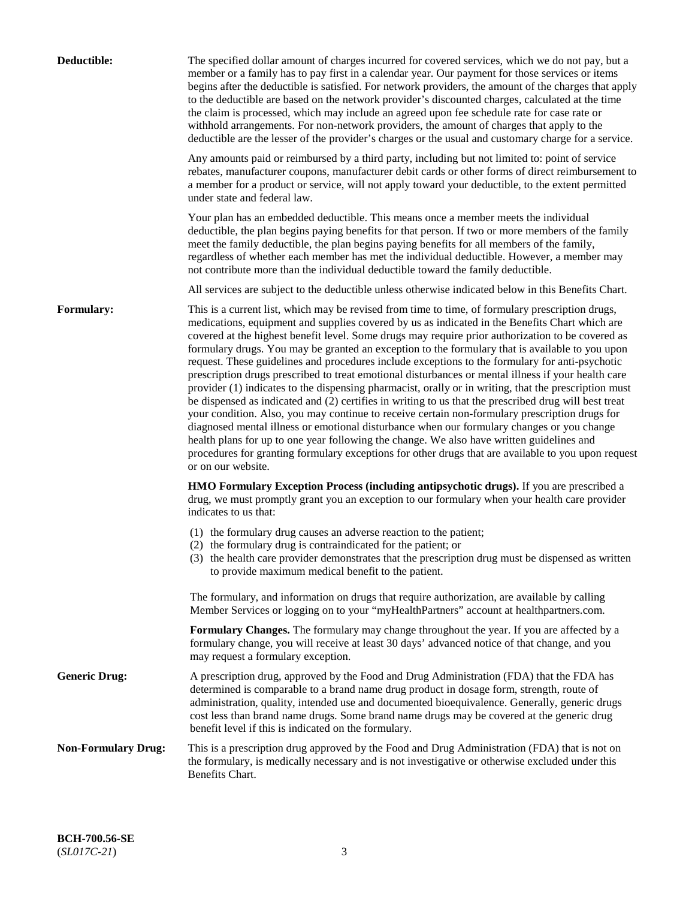**Deductible:** The specified dollar amount of charges incurred for covered services, which we do not pay, but a member or a family has to pay first in a calendar year. Our payment for those services or items begins after the deductible is satisfied. For network providers, the amount of the charges that apply to the deductible are based on the network provider's discounted charges, calculated at the time the claim is processed, which may include an agreed upon fee schedule rate for case rate or withhold arrangements. For non-network providers, the amount of charges that apply to the deductible are the lesser of the provider's charges or the usual and customary charge for a service.

Any amounts paid or reimbursed by a third party, including but not limited to: point of service rebates, manufacturer coupons, manufacturer debit cards or other forms of direct reimbursement to a member for a product or service, will not apply toward your deductible, to the extent permitted under state and federal law.

Your plan has an embedded deductible. This means once a member meets the individual deductible, the plan begins paying benefits for that person. If two or more members of the family meet the family deductible, the plan begins paying benefits for all members of the family, regardless of whether each member has met the individual deductible. However, a member may not contribute more than the individual deductible toward the family deductible.

All services are subject to the deductible unless otherwise indicated below in this Benefits Chart.

**Formulary:** This is a current list, which may be revised from time to time, of formulary prescription drugs, medications, equipment and supplies covered by us as indicated in the Benefits Chart which are covered at the highest benefit level. Some drugs may require prior authorization to be covered as formulary drugs. You may be granted an exception to the formulary that is available to you upon request. These guidelines and procedures include exceptions to the formulary for anti-psychotic prescription drugs prescribed to treat emotional disturbances or mental illness if your health care provider (1) indicates to the dispensing pharmacist, orally or in writing, that the prescription must be dispensed as indicated and (2) certifies in writing to us that the prescribed drug will best treat your condition. Also, you may continue to receive certain non-formulary prescription drugs for diagnosed mental illness or emotional disturbance when our formulary changes or you change health plans for up to one year following the change. We also have written guidelines and procedures for granting formulary exceptions for other drugs that are available to you upon request or on our website.

**HMO Formulary Exception Process (including antipsychotic drugs).** If you are prescribed a drug, we must promptly grant you an exception to our formulary when your health care provider indicates to us that:

(1) the formulary drug causes an adverse reaction to the patient;
(2) the formulary drug is contraindicated for the patient; or
(3) the health care provider demonstrates that the prescription drug must be dispensed as written to provide maximum medical benefit to the patient.

The formulary, and information on drugs that require authorization, are available by calling Member Services or logging on to your "myHealthPartners" account at healthpartners.com.

**Formulary Changes.** The formulary may change throughout the year. If you are affected by a formulary change, you will receive at least 30 days' advanced notice of that change, and you may request a formulary exception.

**Generic Drug:** A prescription drug, approved by the Food and Drug Administration (FDA) that the FDA has determined is comparable to a brand name drug product in dosage form, strength, route of administration, quality, intended use and documented bioequivalence. Generally, generic drugs cost less than brand name drugs. Some brand name drugs may be covered at the generic drug benefit level if this is indicated on the formulary.

**Non-Formulary Drug:** This is a prescription drug approved by the Food and Drug Administration (FDA) that is not on the formulary, is medically necessary and is not investigative or otherwise excluded under this Benefits Chart.

**BCH-700.56-SE**
(*SL017C-21*)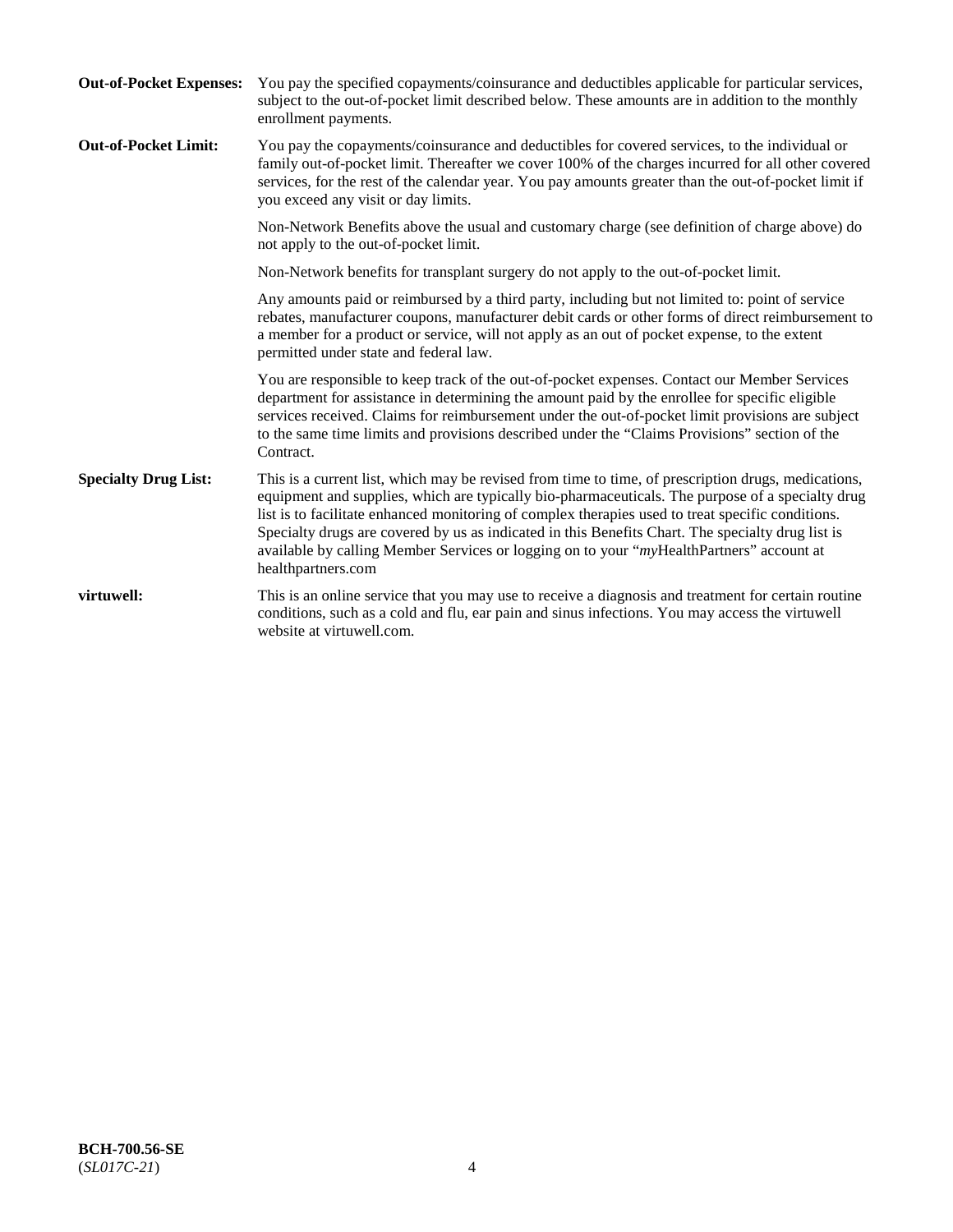**Out-of-Pocket Expenses:** You pay the specified copayments/coinsurance and deductibles applicable for particular services, subject to the out-of-pocket limit described below. These amounts are in addition to the monthly enrollment payments.

**Out-of-Pocket Limit:** You pay the copayments/coinsurance and deductibles for covered services, to the individual or family out-of-pocket limit. Thereafter we cover 100% of the charges incurred for all other covered services, for the rest of the calendar year. You pay amounts greater than the out-of-pocket limit if you exceed any visit or day limits.

Non-Network Benefits above the usual and customary charge (see definition of charge above) do not apply to the out-of-pocket limit.

Non-Network benefits for transplant surgery do not apply to the out-of-pocket limit.

Any amounts paid or reimbursed by a third party, including but not limited to: point of service rebates, manufacturer coupons, manufacturer debit cards or other forms of direct reimbursement to a member for a product or service, will not apply as an out of pocket expense, to the extent permitted under state and federal law.

You are responsible to keep track of the out-of-pocket expenses. Contact our Member Services department for assistance in determining the amount paid by the enrollee for specific eligible services received. Claims for reimbursement under the out-of-pocket limit provisions are subject to the same time limits and provisions described under the "Claims Provisions" section of the Contract.

**Specialty Drug List:** This is a current list, which may be revised from time to time, of prescription drugs, medications, equipment and supplies, which are typically bio-pharmaceuticals. The purpose of a specialty drug list is to facilitate enhanced monitoring of complex therapies used to treat specific conditions. Specialty drugs are covered by us as indicated in this Benefits Chart. The specialty drug list is available by calling Member Services or logging on to your "*my*HealthPartners" account at healthpartners.com

**virtuwell:** This is an online service that you may use to receive a diagnosis and treatment for certain routine conditions, such as a cold and flu, ear pain and sinus infections. You may access the virtuwell website at virtuwell.com.

**BCH-700.56-SE**
(*SL017C-21*)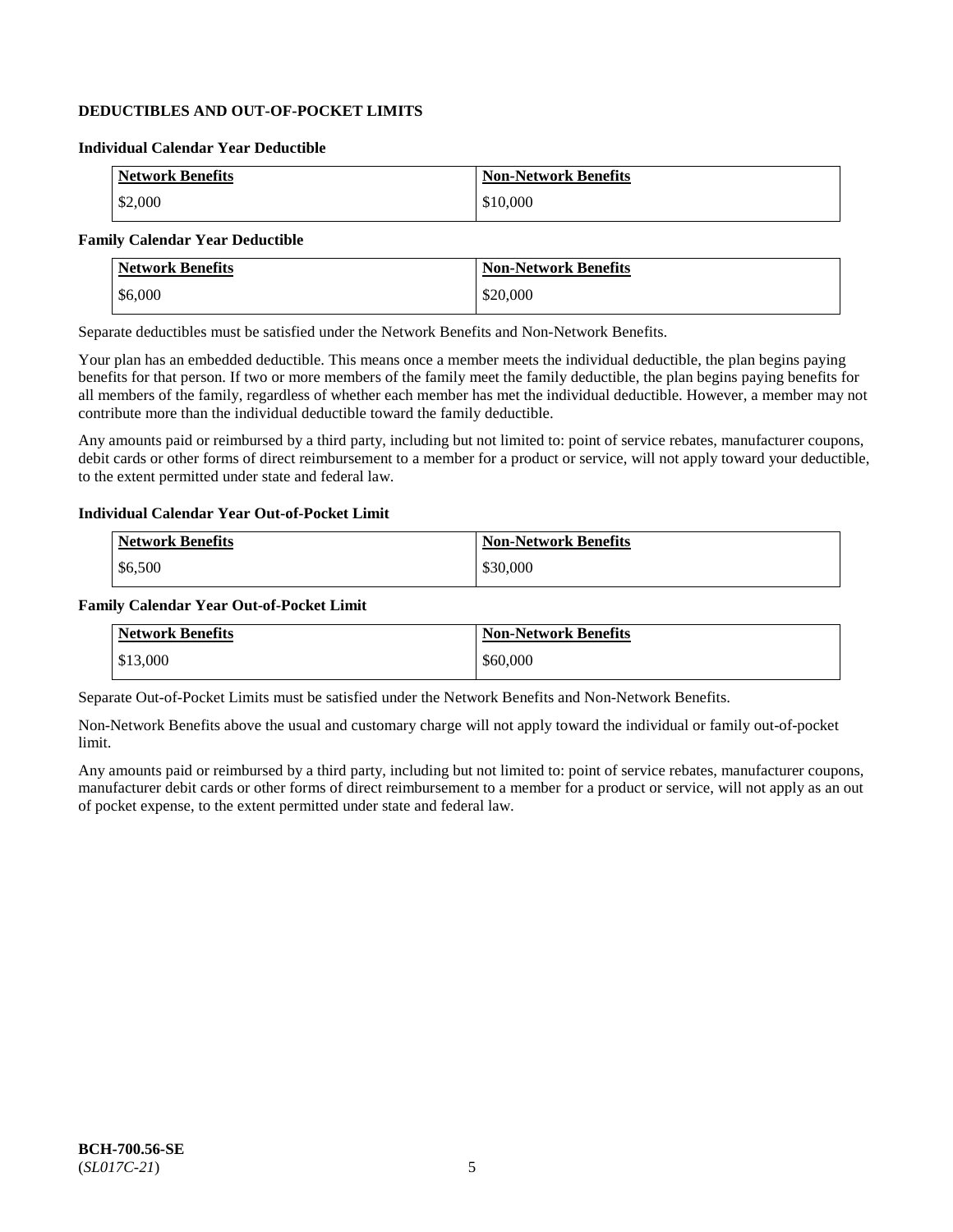## DEDUCTIBLES AND OUT-OF-POCKET LIMITS

### Individual Calendar Year Deductible

| Network Benefits | Non-Network Benefits |
| --- | --- |
| $2,000 | $10,000 |

### Family Calendar Year Deductible

| Network Benefits | Non-Network Benefits |
| --- | --- |
| $6,000 | $20,000 |

Separate deductibles must be satisfied under the Network Benefits and Non-Network Benefits.

Your plan has an embedded deductible. This means once a member meets the individual deductible, the plan begins paying benefits for that person. If two or more members of the family meet the family deductible, the plan begins paying benefits for all members of the family, regardless of whether each member has met the individual deductible. However, a member may not contribute more than the individual deductible toward the family deductible.

Any amounts paid or reimbursed by a third party, including but not limited to: point of service rebates, manufacturer coupons, debit cards or other forms of direct reimbursement to a member for a product or service, will not apply toward your deductible, to the extent permitted under state and federal law.

### Individual Calendar Year Out-of-Pocket Limit

| Network Benefits | Non-Network Benefits |
| --- | --- |
| $6,500 | $30,000 |

### Family Calendar Year Out-of-Pocket Limit

| Network Benefits | Non-Network Benefits |
| --- | --- |
| $13,000 | $60,000 |

Separate Out-of-Pocket Limits must be satisfied under the Network Benefits and Non-Network Benefits.

Non-Network Benefits above the usual and customary charge will not apply toward the individual or family out-of-pocket limit.

Any amounts paid or reimbursed by a third party, including but not limited to: point of service rebates, manufacturer coupons, manufacturer debit cards or other forms of direct reimbursement to a member for a product or service, will not apply as an out of pocket expense, to the extent permitted under state and federal law.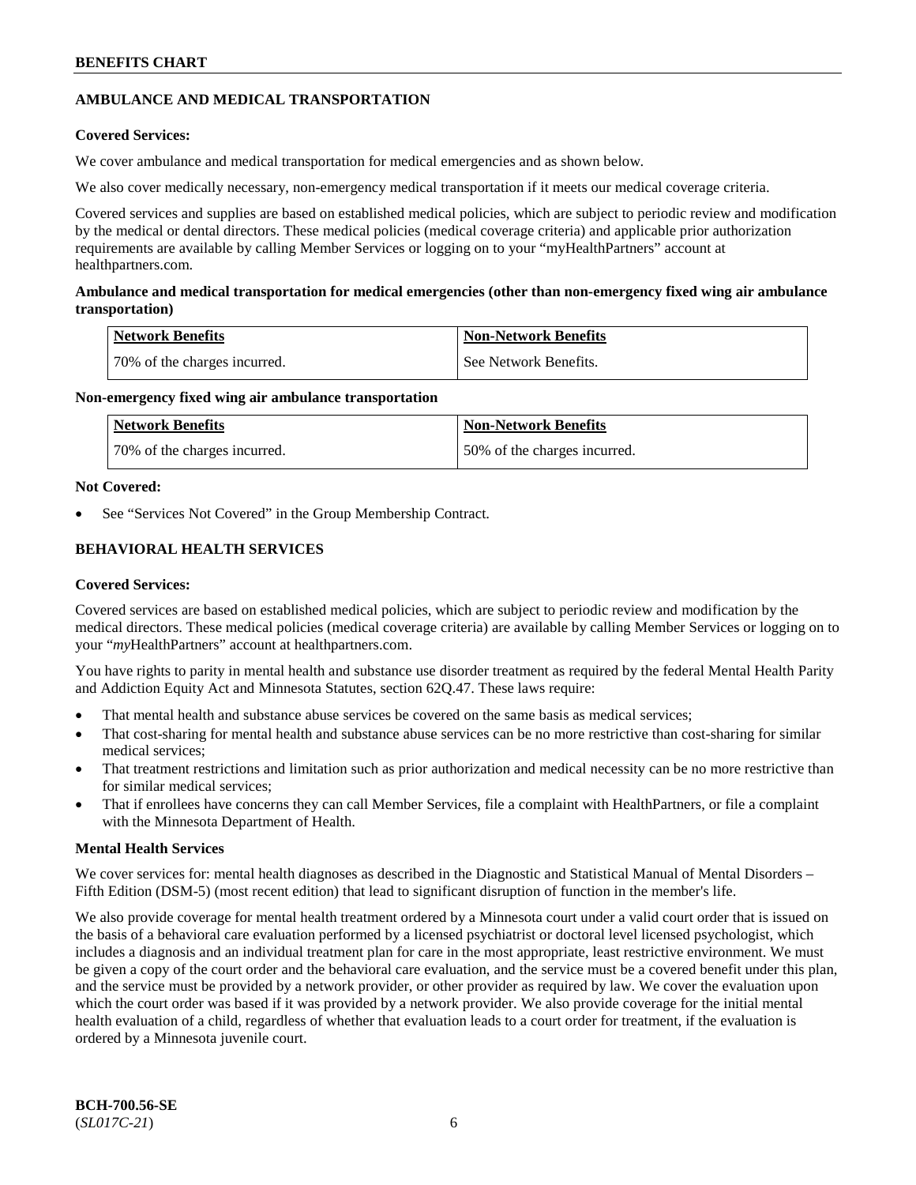## AMBULANCE AND MEDICAL TRANSPORTATION

**Covered Services:**

We cover ambulance and medical transportation for medical emergencies and as shown below.

We also cover medically necessary, non-emergency medical transportation if it meets our medical coverage criteria.

Covered services and supplies are based on established medical policies, which are subject to periodic review and modification by the medical or dental directors. These medical policies (medical coverage criteria) and applicable prior authorization requirements are available by calling Member Services or logging on to your "myHealthPartners" account at healthpartners.com.

**Ambulance and medical transportation for medical emergencies (other than non-emergency fixed wing air ambulance transportation)**

| Network Benefits | Non-Network Benefits |
|---|---|
| 70% of the charges incurred. | See Network Benefits. |

**Non-emergency fixed wing air ambulance transportation**

| Network Benefits | Non-Network Benefits |
|---|---|
| 70% of the charges incurred. | 50% of the charges incurred. |

**Not Covered:**

- See "Services Not Covered" in the Group Membership Contract.

## BEHAVIORAL HEALTH SERVICES

**Covered Services:**

Covered services are based on established medical policies, which are subject to periodic review and modification by the medical directors. These medical policies (medical coverage criteria) are available by calling Member Services or logging on to your "*my*HealthPartners" account at healthpartners.com.

You have rights to parity in mental health and substance use disorder treatment as required by the federal Mental Health Parity and Addiction Equity Act and Minnesota Statutes, section 62Q.47. These laws require:

- That mental health and substance abuse services be covered on the same basis as medical services;
- That cost-sharing for mental health and substance abuse services can be no more restrictive than cost-sharing for similar medical services;
- That treatment restrictions and limitation such as prior authorization and medical necessity can be no more restrictive than for similar medical services;
- That if enrollees have concerns they can call Member Services, file a complaint with HealthPartners, or file a complaint with the Minnesota Department of Health.

**Mental Health Services**

We cover services for: mental health diagnoses as described in the Diagnostic and Statistical Manual of Mental Disorders – Fifth Edition (DSM-5) (most recent edition) that lead to significant disruption of function in the member's life.

We also provide coverage for mental health treatment ordered by a Minnesota court under a valid court order that is issued on the basis of a behavioral care evaluation performed by a licensed psychiatrist or doctoral level licensed psychologist, which includes a diagnosis and an individual treatment plan for care in the most appropriate, least restrictive environment. We must be given a copy of the court order and the behavioral care evaluation, and the service must be a covered benefit under this plan, and the service must be provided by a network provider, or other provider as required by law. We cover the evaluation upon which the court order was based if it was provided by a network provider. We also provide coverage for the initial mental health evaluation of a child, regardless of whether that evaluation leads to a court order for treatment, if the evaluation is ordered by a Minnesota juvenile court.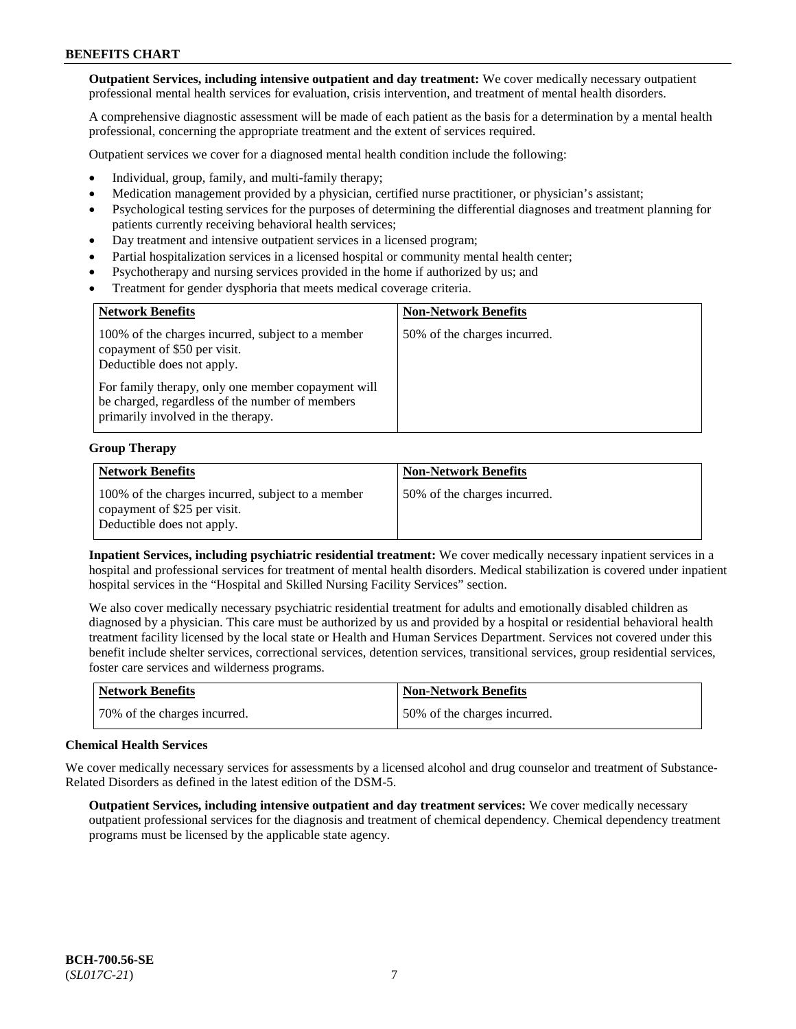**Outpatient Services, including intensive outpatient and day treatment:** We cover medically necessary outpatient professional mental health services for evaluation, crisis intervention, and treatment of mental health disorders.

A comprehensive diagnostic assessment will be made of each patient as the basis for a determination by a mental health professional, concerning the appropriate treatment and the extent of services required.

Outpatient services we cover for a diagnosed mental health condition include the following:

- Individual, group, family, and multi-family therapy;
- Medication management provided by a physician, certified nurse practitioner, or physician's assistant;
- Psychological testing services for the purposes of determining the differential diagnoses and treatment planning for patients currently receiving behavioral health services;
- Day treatment and intensive outpatient services in a licensed program;
- Partial hospitalization services in a licensed hospital or community mental health center;
- Psychotherapy and nursing services provided in the home if authorized by us; and
- Treatment for gender dysphoria that meets medical coverage criteria.

| Network Benefits | Non-Network Benefits |
|---|---|
| 100% of the charges incurred, subject to a member copayment of \$50 per visit. Deductible does not apply. For family therapy, only one member copayment will be charged, regardless of the number of members primarily involved in the therapy. | 50% of the charges incurred. |

**Group Therapy**

| Network Benefits | Non-Network Benefits |
|---|---|
| 100% of the charges incurred, subject to a member copayment of \$25 per visit. Deductible does not apply. | 50% of the charges incurred. |

**Inpatient Services, including psychiatric residential treatment:** We cover medically necessary inpatient services in a hospital and professional services for treatment of mental health disorders. Medical stabilization is covered under inpatient hospital services in the "Hospital and Skilled Nursing Facility Services" section.

We also cover medically necessary psychiatric residential treatment for adults and emotionally disabled children as diagnosed by a physician. This care must be authorized by us and provided by a hospital or residential behavioral health treatment facility licensed by the local state or Health and Human Services Department. Services not covered under this benefit include shelter services, correctional services, detention services, transitional services, group residential services, foster care services and wilderness programs.

| Network Benefits | Non-Network Benefits |
|---|---|
| 70% of the charges incurred. | 50% of the charges incurred. |

**Chemical Health Services**

We cover medically necessary services for assessments by a licensed alcohol and drug counselor and treatment of Substance-Related Disorders as defined in the latest edition of the DSM-5.

**Outpatient Services, including intensive outpatient and day treatment services:** We cover medically necessary outpatient professional services for the diagnosis and treatment of chemical dependency. Chemical dependency treatment programs must be licensed by the applicable state agency.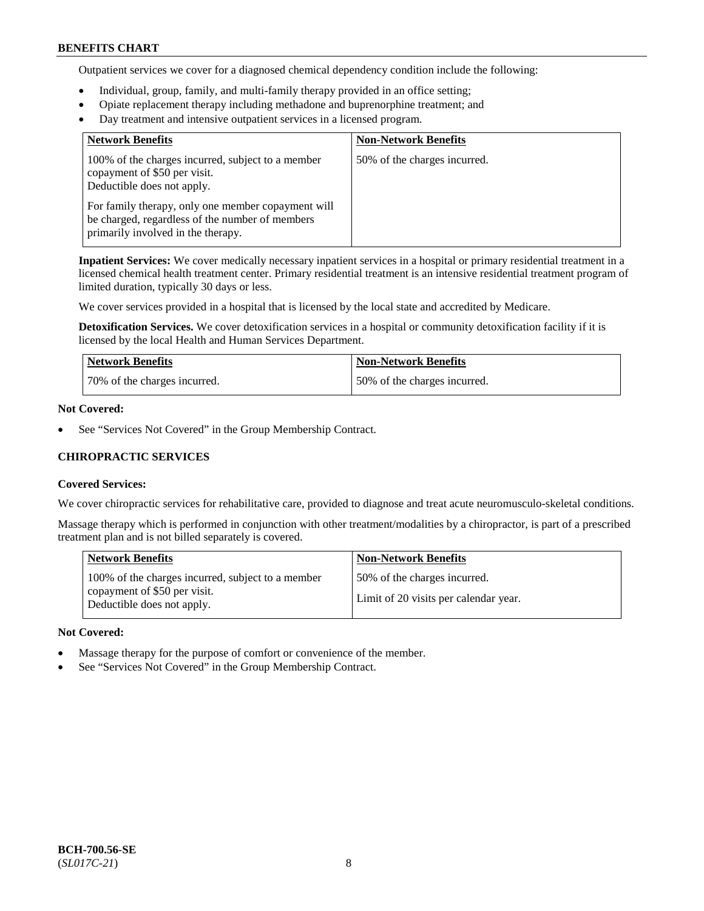Outpatient services we cover for a diagnosed chemical dependency condition include the following:

- Individual, group, family, and multi-family therapy provided in an office setting;
- Opiate replacement therapy including methadone and buprenorphine treatment; and
- Day treatment and intensive outpatient services in a licensed program.

| Network Benefits | Non-Network Benefits |
| --- | --- |
| 100% of the charges incurred, subject to a member copayment of $50 per visit. Deductible does not apply. For family therapy, only one member copayment will be charged, regardless of the number of members primarily involved in the therapy. | 50% of the charges incurred. |

**Inpatient Services:** We cover medically necessary inpatient services in a hospital or primary residential treatment in a licensed chemical health treatment center. Primary residential treatment is an intensive residential treatment program of limited duration, typically 30 days or less.

We cover services provided in a hospital that is licensed by the local state and accredited by Medicare.

**Detoxification Services.** We cover detoxification services in a hospital or community detoxification facility if it is licensed by the local Health and Human Services Department.

| Network Benefits | Non-Network Benefits |
| --- | --- |
| 70% of the charges incurred. | 50% of the charges incurred. |

**Not Covered:**

- See "Services Not Covered" in the Group Membership Contract.

## CHIROPRACTIC SERVICES

**Covered Services:**

We cover chiropractic services for rehabilitative care, provided to diagnose and treat acute neuromusculo-skeletal conditions.

Massage therapy which is performed in conjunction with other treatment/modalities by a chiropractor, is part of a prescribed treatment plan and is not billed separately is covered.

| Network Benefits | Non-Network Benefits |
| --- | --- |
| 100% of the charges incurred, subject to a member copayment of $50 per visit. Deductible does not apply. | 50% of the charges incurred. Limit of 20 visits per calendar year. |

**Not Covered:**

- Massage therapy for the purpose of comfort or convenience of the member.
- See "Services Not Covered" in the Group Membership Contract.

**BCH-700.56-SE**
(*SL017C-21*)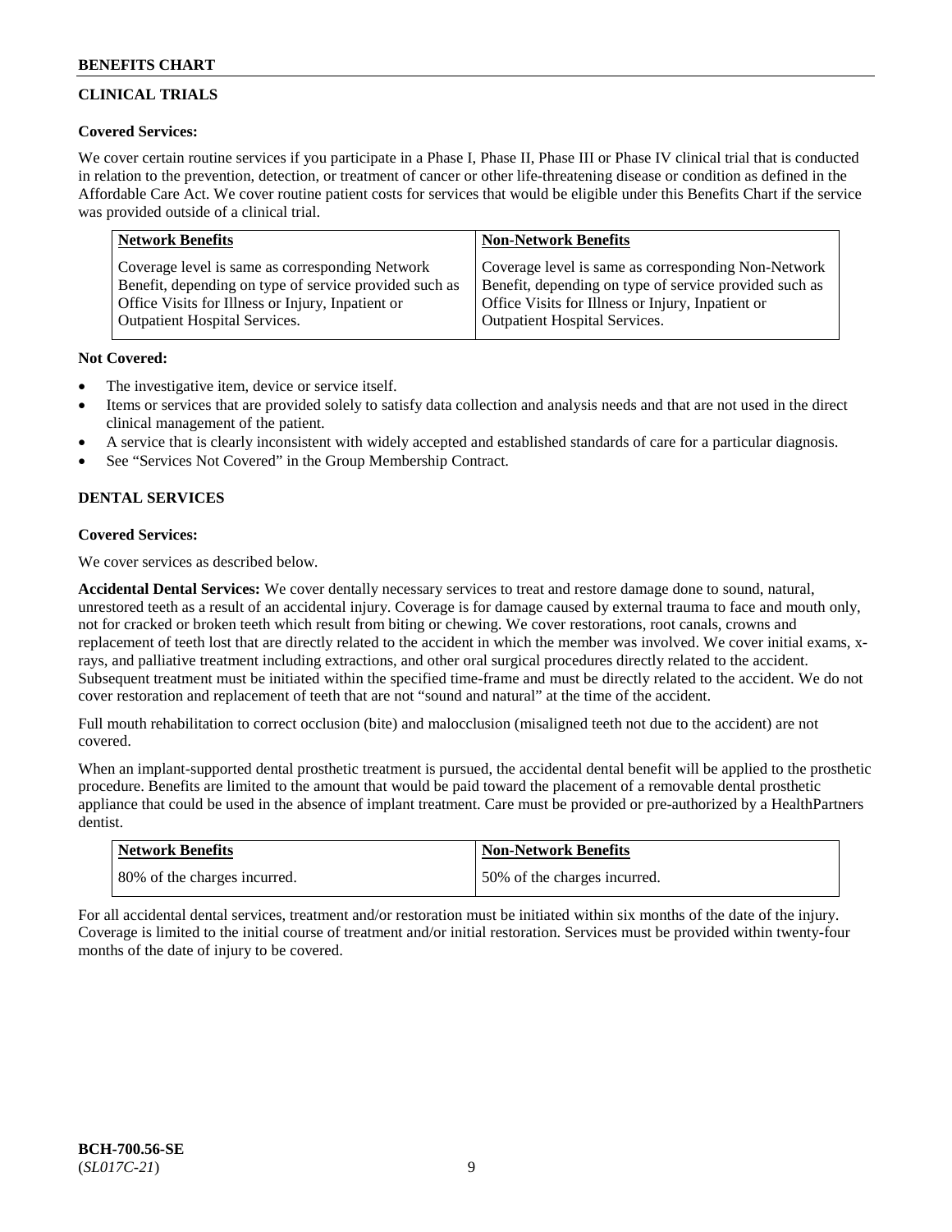## CLINICAL TRIALS

**Covered Services:**

We cover certain routine services if you participate in a Phase I, Phase II, Phase III or Phase IV clinical trial that is conducted in relation to the prevention, detection, or treatment of cancer or other life-threatening disease or condition as defined in the Affordable Care Act. We cover routine patient costs for services that would be eligible under this Benefits Chart if the service was provided outside of a clinical trial.

| Network Benefits | Non-Network Benefits |
| --- | --- |
| Coverage level is same as corresponding Network Benefit, depending on type of service provided such as Office Visits for Illness or Injury, Inpatient or Outpatient Hospital Services. | Coverage level is same as corresponding Non-Network Benefit, depending on type of service provided such as Office Visits for Illness or Injury, Inpatient or Outpatient Hospital Services. |

**Not Covered:**

- The investigative item, device or service itself.
- Items or services that are provided solely to satisfy data collection and analysis needs and that are not used in the direct clinical management of the patient.
- A service that is clearly inconsistent with widely accepted and established standards of care for a particular diagnosis.
- See "Services Not Covered" in the Group Membership Contract.

## DENTAL SERVICES

**Covered Services:**

We cover services as described below.

**Accidental Dental Services:** We cover dentally necessary services to treat and restore damage done to sound, natural, unrestored teeth as a result of an accidental injury. Coverage is for damage caused by external trauma to face and mouth only, not for cracked or broken teeth which result from biting or chewing. We cover restorations, root canals, crowns and replacement of teeth lost that are directly related to the accident in which the member was involved. We cover initial exams, x-rays, and palliative treatment including extractions, and other oral surgical procedures directly related to the accident. Subsequent treatment must be initiated within the specified time-frame and must be directly related to the accident. We do not cover restoration and replacement of teeth that are not "sound and natural" at the time of the accident.

Full mouth rehabilitation to correct occlusion (bite) and malocclusion (misaligned teeth not due to the accident) are not covered.

When an implant-supported dental prosthetic treatment is pursued, the accidental dental benefit will be applied to the prosthetic procedure. Benefits are limited to the amount that would be paid toward the placement of a removable dental prosthetic appliance that could be used in the absence of implant treatment. Care must be provided or pre-authorized by a HealthPartners dentist.

| Network Benefits | Non-Network Benefits |
| --- | --- |
| 80% of the charges incurred. | 50% of the charges incurred. |

For all accidental dental services, treatment and/or restoration must be initiated within six months of the date of the injury. Coverage is limited to the initial course of treatment and/or initial restoration. Services must be provided within twenty-four months of the date of injury to be covered.

BCH-700.56-SE
(*SL017C-21*)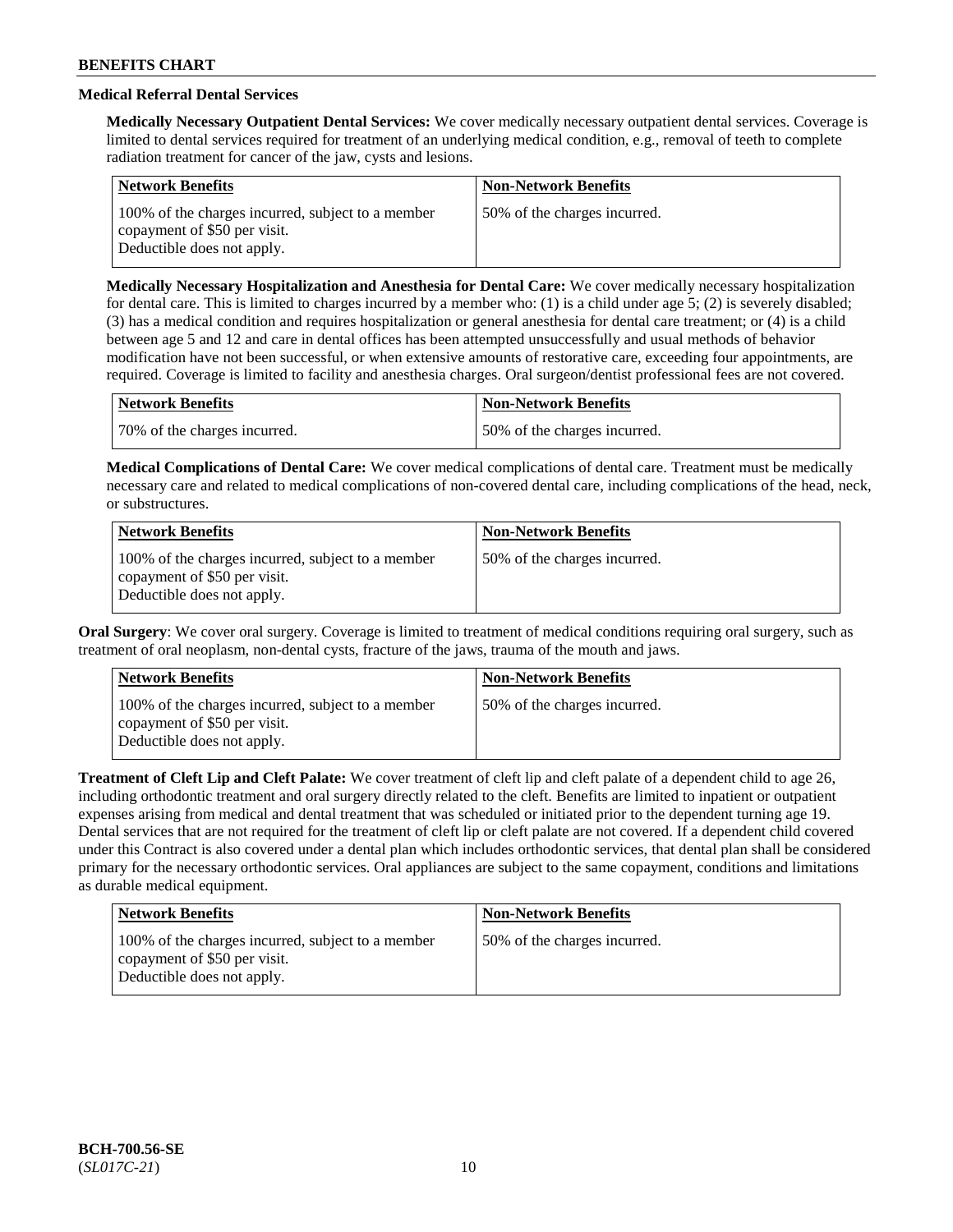## Medical Referral Dental Services

**Medically Necessary Outpatient Dental Services:** We cover medically necessary outpatient dental services. Coverage is limited to dental services required for treatment of an underlying medical condition, e.g., removal of teeth to complete radiation treatment for cancer of the jaw, cysts and lesions.

| Network Benefits | Non-Network Benefits |
|---|---|
| 100% of the charges incurred, subject to a member copayment of $50 per visit. Deductible does not apply. | 50% of the charges incurred. |

**Medically Necessary Hospitalization and Anesthesia for Dental Care:** We cover medically necessary hospitalization for dental care. This is limited to charges incurred by a member who: (1) is a child under age 5; (2) is severely disabled; (3) has a medical condition and requires hospitalization or general anesthesia for dental care treatment; or (4) is a child between age 5 and 12 and care in dental offices has been attempted unsuccessfully and usual methods of behavior modification have not been successful, or when extensive amounts of restorative care, exceeding four appointments, are required. Coverage is limited to facility and anesthesia charges. Oral surgeon/dentist professional fees are not covered.

| Network Benefits | Non-Network Benefits |
|---|---|
| 70% of the charges incurred. | 50% of the charges incurred. |

**Medical Complications of Dental Care:** We cover medical complications of dental care. Treatment must be medically necessary care and related to medical complications of non-covered dental care, including complications of the head, neck, or substructures.

| Network Benefits | Non-Network Benefits |
|---|---|
| 100% of the charges incurred, subject to a member copayment of $50 per visit. Deductible does not apply. | 50% of the charges incurred. |

**Oral Surgery**: We cover oral surgery. Coverage is limited to treatment of medical conditions requiring oral surgery, such as treatment of oral neoplasm, non-dental cysts, fracture of the jaws, trauma of the mouth and jaws.

| Network Benefits | Non-Network Benefits |
|---|---|
| 100% of the charges incurred, subject to a member copayment of $50 per visit. Deductible does not apply. | 50% of the charges incurred. |

**Treatment of Cleft Lip and Cleft Palate:** We cover treatment of cleft lip and cleft palate of a dependent child to age 26, including orthodontic treatment and oral surgery directly related to the cleft. Benefits are limited to inpatient or outpatient expenses arising from medical and dental treatment that was scheduled or initiated prior to the dependent turning age 19. Dental services that are not required for the treatment of cleft lip or cleft palate are not covered. If a dependent child covered under this Contract is also covered under a dental plan which includes orthodontic services, that dental plan shall be considered primary for the necessary orthodontic services. Oral appliances are subject to the same copayment, conditions and limitations as durable medical equipment.

| Network Benefits | Non-Network Benefits |
|---|---|
| 100% of the charges incurred, subject to a member copayment of $50 per visit. Deductible does not apply. | 50% of the charges incurred. |

BCH-700.56-SE
(*SL017C-21*)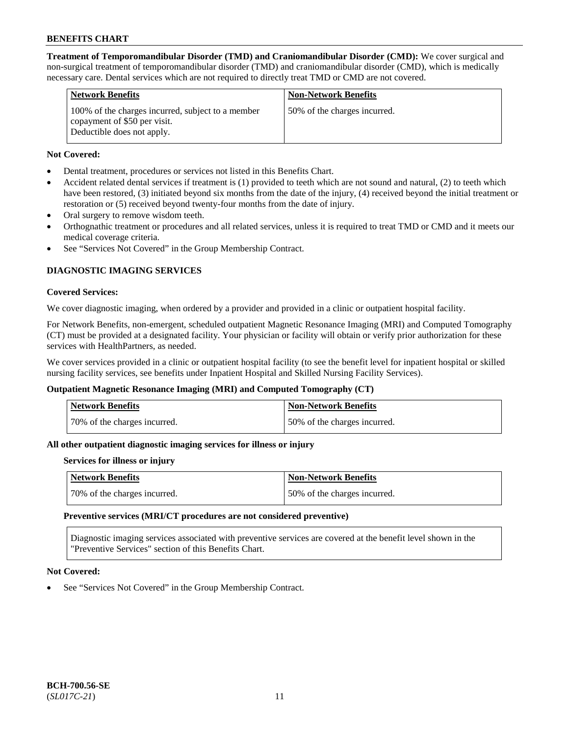**Treatment of Temporomandibular Disorder (TMD) and Craniomandibular Disorder (CMD):** We cover surgical and non-surgical treatment of temporomandibular disorder (TMD) and craniomandibular disorder (CMD), which is medically necessary care. Dental services which are not required to directly treat TMD or CMD are not covered.

| Network Benefits | Non-Network Benefits |
|---|---|
| 100% of the charges incurred, subject to a member copayment of $50 per visit. Deductible does not apply. | 50% of the charges incurred. |

**Not Covered:**

- Dental treatment, procedures or services not listed in this Benefits Chart.
- Accident related dental services if treatment is (1) provided to teeth which are not sound and natural, (2) to teeth which have been restored, (3) initiated beyond six months from the date of the injury, (4) received beyond the initial treatment or restoration or (5) received beyond twenty-four months from the date of injury.
- Oral surgery to remove wisdom teeth.
- Orthognathic treatment or procedures and all related services, unless it is required to treat TMD or CMD and it meets our medical coverage criteria.
- See "Services Not Covered" in the Group Membership Contract.

## DIAGNOSTIC IMAGING SERVICES

**Covered Services:**

We cover diagnostic imaging, when ordered by a provider and provided in a clinic or outpatient hospital facility.

For Network Benefits, non-emergent, scheduled outpatient Magnetic Resonance Imaging (MRI) and Computed Tomography (CT) must be provided at a designated facility. Your physician or facility will obtain or verify prior authorization for these services with HealthPartners, as needed.

We cover services provided in a clinic or outpatient hospital facility (to see the benefit level for inpatient hospital or skilled nursing facility services, see benefits under Inpatient Hospital and Skilled Nursing Facility Services).

**Outpatient Magnetic Resonance Imaging (MRI) and Computed Tomography (CT)**

| Network Benefits | Non-Network Benefits |
|---|---|
| 70% of the charges incurred. | 50% of the charges incurred. |

**All other outpatient diagnostic imaging services for illness or injury**

**Services for illness or injury**

| Network Benefits | Non-Network Benefits |
|---|---|
| 70% of the charges incurred. | 50% of the charges incurred. |

**Preventive services (MRI/CT procedures are not considered preventive)**

Diagnostic imaging services associated with preventive services are covered at the benefit level shown in the "Preventive Services" section of this Benefits Chart.

**Not Covered:**

- See "Services Not Covered" in the Group Membership Contract.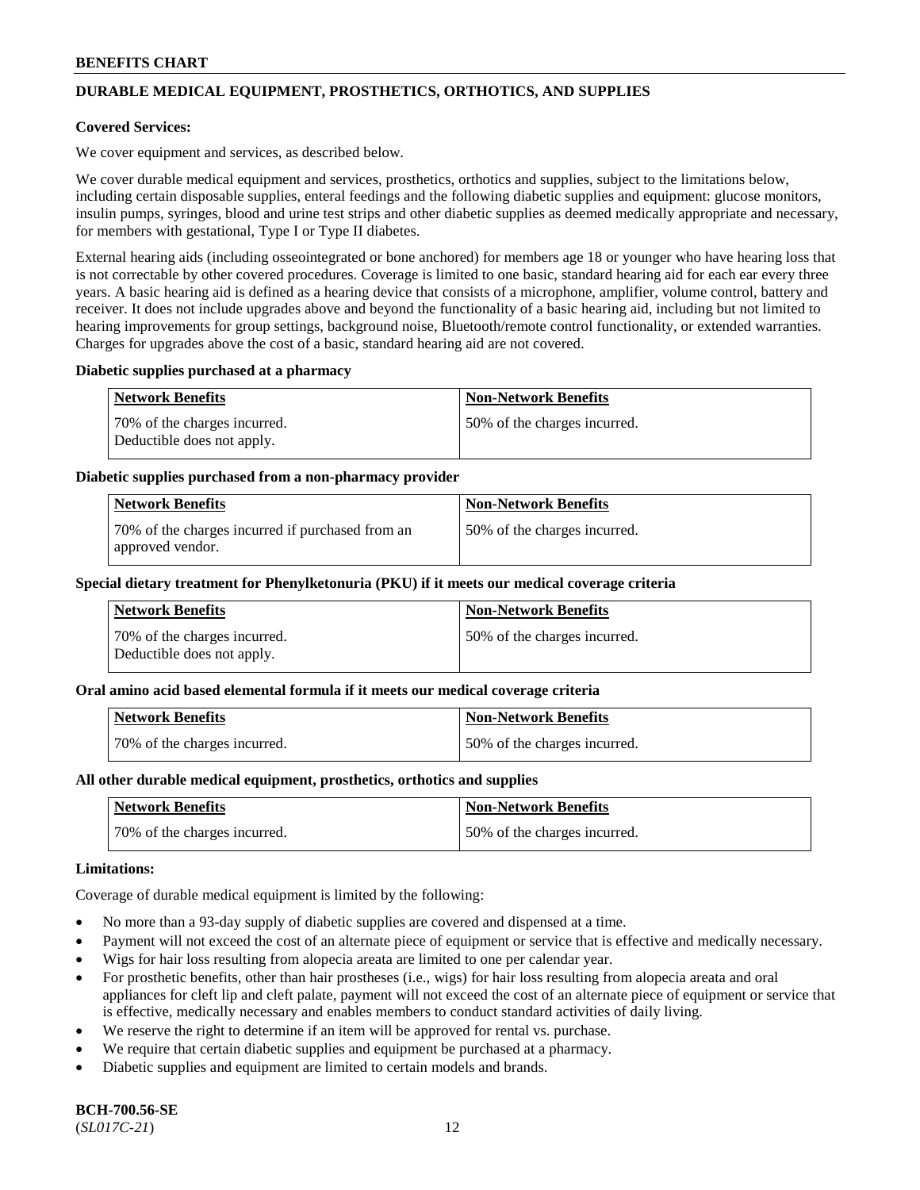## DURABLE MEDICAL EQUIPMENT, PROSTHETICS, ORTHOTICS, AND SUPPLIES

**Covered Services:**

We cover equipment and services, as described below.

We cover durable medical equipment and services, prosthetics, orthotics and supplies, subject to the limitations below, including certain disposable supplies, enteral feedings and the following diabetic supplies and equipment: glucose monitors, insulin pumps, syringes, blood and urine test strips and other diabetic supplies as deemed medically appropriate and necessary, for members with gestational, Type I or Type II diabetes.

External hearing aids (including osseointegrated or bone anchored) for members age 18 or younger who have hearing loss that is not correctable by other covered procedures. Coverage is limited to one basic, standard hearing aid for each ear every three years. A basic hearing aid is defined as a hearing device that consists of a microphone, amplifier, volume control, battery and receiver. It does not include upgrades above and beyond the functionality of a basic hearing aid, including but not limited to hearing improvements for group settings, background noise, Bluetooth/remote control functionality, or extended warranties. Charges for upgrades above the cost of a basic, standard hearing aid are not covered.

**Diabetic supplies purchased at a pharmacy**

| Network Benefits | Non-Network Benefits |
|---|---|
| 70% of the charges incurred. Deductible does not apply. | 50% of the charges incurred. |

**Diabetic supplies purchased from a non-pharmacy provider**

| Network Benefits | Non-Network Benefits |
|---|---|
| 70% of the charges incurred if purchased from an approved vendor. | 50% of the charges incurred. |

**Special dietary treatment for Phenylketonuria (PKU) if it meets our medical coverage criteria**

| Network Benefits | Non-Network Benefits |
|---|---|
| 70% of the charges incurred. Deductible does not apply. | 50% of the charges incurred. |

**Oral amino acid based elemental formula if it meets our medical coverage criteria**

| Network Benefits | Non-Network Benefits |
|---|---|
| 70% of the charges incurred. | 50% of the charges incurred. |

**All other durable medical equipment, prosthetics, orthotics and supplies**

| Network Benefits | Non-Network Benefits |
|---|---|
| 70% of the charges incurred. | 50% of the charges incurred. |

**Limitations:**

Coverage of durable medical equipment is limited by the following:

- No more than a 93-day supply of diabetic supplies are covered and dispensed at a time.
- Payment will not exceed the cost of an alternate piece of equipment or service that is effective and medically necessary.
- Wigs for hair loss resulting from alopecia areata are limited to one per calendar year.
- For prosthetic benefits, other than hair prostheses (i.e., wigs) for hair loss resulting from alopecia areata and oral appliances for cleft lip and cleft palate, payment will not exceed the cost of an alternate piece of equipment or service that is effective, medically necessary and enables members to conduct standard activities of daily living.
- We reserve the right to determine if an item will be approved for rental vs. purchase.
- We require that certain diabetic supplies and equipment be purchased at a pharmacy.
- Diabetic supplies and equipment are limited to certain models and brands.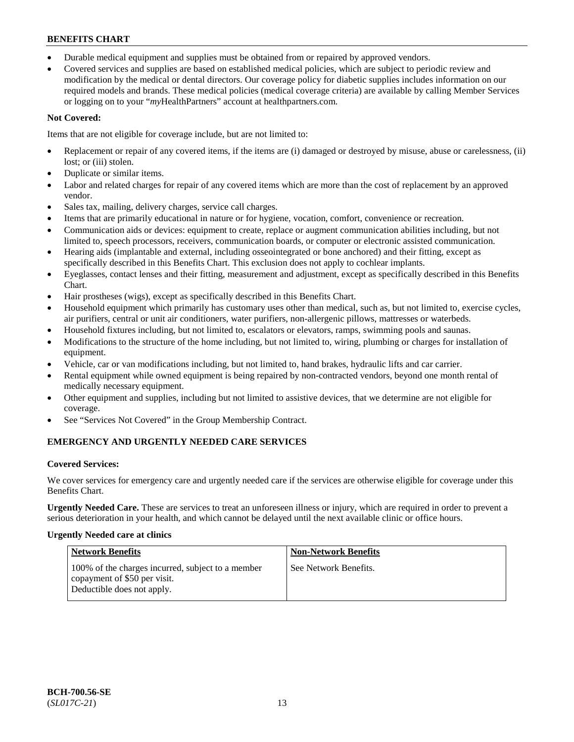- Durable medical equipment and supplies must be obtained from or repaired by approved vendors.
- Covered services and supplies are based on established medical policies, which are subject to periodic review and modification by the medical or dental directors. Our coverage policy for diabetic supplies includes information on our required models and brands. These medical policies (medical coverage criteria) are available by calling Member Services or logging on to your "*my*HealthPartners" account at healthpartners.com.

**Not Covered:**

Items that are not eligible for coverage include, but are not limited to:

- Replacement or repair of any covered items, if the items are (i) damaged or destroyed by misuse, abuse or carelessness, (ii) lost; or (iii) stolen.
- Duplicate or similar items.
- Labor and related charges for repair of any covered items which are more than the cost of replacement by an approved vendor.
- Sales tax, mailing, delivery charges, service call charges.
- Items that are primarily educational in nature or for hygiene, vocation, comfort, convenience or recreation.
- Communication aids or devices: equipment to create, replace or augment communication abilities including, but not limited to, speech processors, receivers, communication boards, or computer or electronic assisted communication.
- Hearing aids (implantable and external, including osseointegrated or bone anchored) and their fitting, except as specifically described in this Benefits Chart. This exclusion does not apply to cochlear implants.
- Eyeglasses, contact lenses and their fitting, measurement and adjustment, except as specifically described in this Benefits Chart.
- Hair prostheses (wigs), except as specifically described in this Benefits Chart.
- Household equipment which primarily has customary uses other than medical, such as, but not limited to, exercise cycles, air purifiers, central or unit air conditioners, water purifiers, non-allergenic pillows, mattresses or waterbeds.
- Household fixtures including, but not limited to, escalators or elevators, ramps, swimming pools and saunas.
- Modifications to the structure of the home including, but not limited to, wiring, plumbing or charges for installation of equipment.
- Vehicle, car or van modifications including, but not limited to, hand brakes, hydraulic lifts and car carrier.
- Rental equipment while owned equipment is being repaired by non-contracted vendors, beyond one month rental of medically necessary equipment.
- Other equipment and supplies, including but not limited to assistive devices, that we determine are not eligible for coverage.
- See "Services Not Covered" in the Group Membership Contract.

## EMERGENCY AND URGENTLY NEEDED CARE SERVICES

**Covered Services:**

We cover services for emergency care and urgently needed care if the services are otherwise eligible for coverage under this Benefits Chart.

**Urgently Needed Care.** These are services to treat an unforeseen illness or injury, which are required in order to prevent a serious deterioration in your health, and which cannot be delayed until the next available clinic or office hours.

**Urgently Needed care at clinics**

| Network Benefits | Non-Network Benefits |
| --- | --- |
| 100% of the charges incurred, subject to a member copayment of $50 per visit. Deductible does not apply. | See Network Benefits. |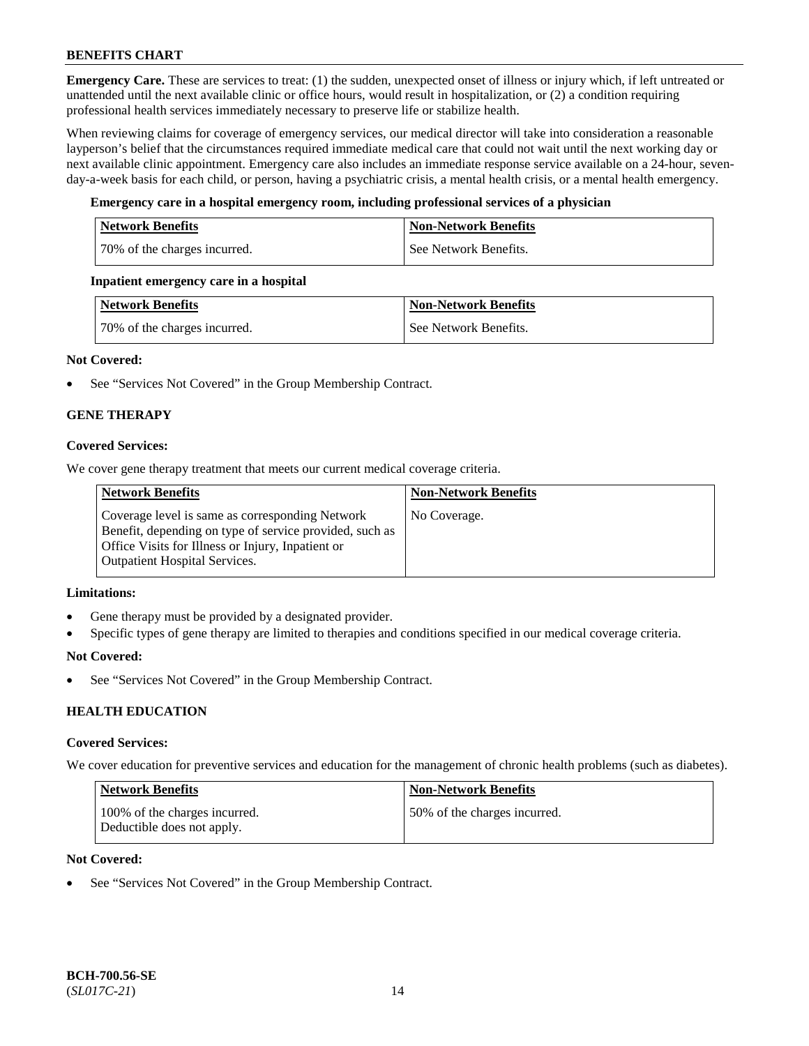**Emergency Care.** These are services to treat: (1) the sudden, unexpected onset of illness or injury which, if left untreated or unattended until the next available clinic or office hours, would result in hospitalization, or (2) a condition requiring professional health services immediately necessary to preserve life or stabilize health.

When reviewing claims for coverage of emergency services, our medical director will take into consideration a reasonable layperson's belief that the circumstances required immediate medical care that could not wait until the next working day or next available clinic appointment. Emergency care also includes an immediate response service available on a 24-hour, seven-day-a-week basis for each child, or person, having a psychiatric crisis, a mental health crisis, or a mental health emergency.

**Emergency care in a hospital emergency room, including professional services of a physician**

| Network Benefits | Non-Network Benefits |
|---|---|
| 70% of the charges incurred. | See Network Benefits. |

**Inpatient emergency care in a hospital**

| Network Benefits | Non-Network Benefits |
|---|---|
| 70% of the charges incurred. | See Network Benefits. |

**Not Covered:**

- See "Services Not Covered" in the Group Membership Contract.

## GENE THERAPY

**Covered Services:**

We cover gene therapy treatment that meets our current medical coverage criteria.

| Network Benefits | Non-Network Benefits |
|---|---|
| Coverage level is same as corresponding Network Benefit, depending on type of service provided, such as Office Visits for Illness or Injury, Inpatient or Outpatient Hospital Services. | No Coverage. |

**Limitations:**

- Gene therapy must be provided by a designated provider.
- Specific types of gene therapy are limited to therapies and conditions specified in our medical coverage criteria.

**Not Covered:**

- See "Services Not Covered" in the Group Membership Contract.

## HEALTH EDUCATION

**Covered Services:**

We cover education for preventive services and education for the management of chronic health problems (such as diabetes).

| Network Benefits | Non-Network Benefits |
|---|---|
| 100% of the charges incurred. Deductible does not apply. | 50% of the charges incurred. |

**Not Covered:**

- See "Services Not Covered" in the Group Membership Contract.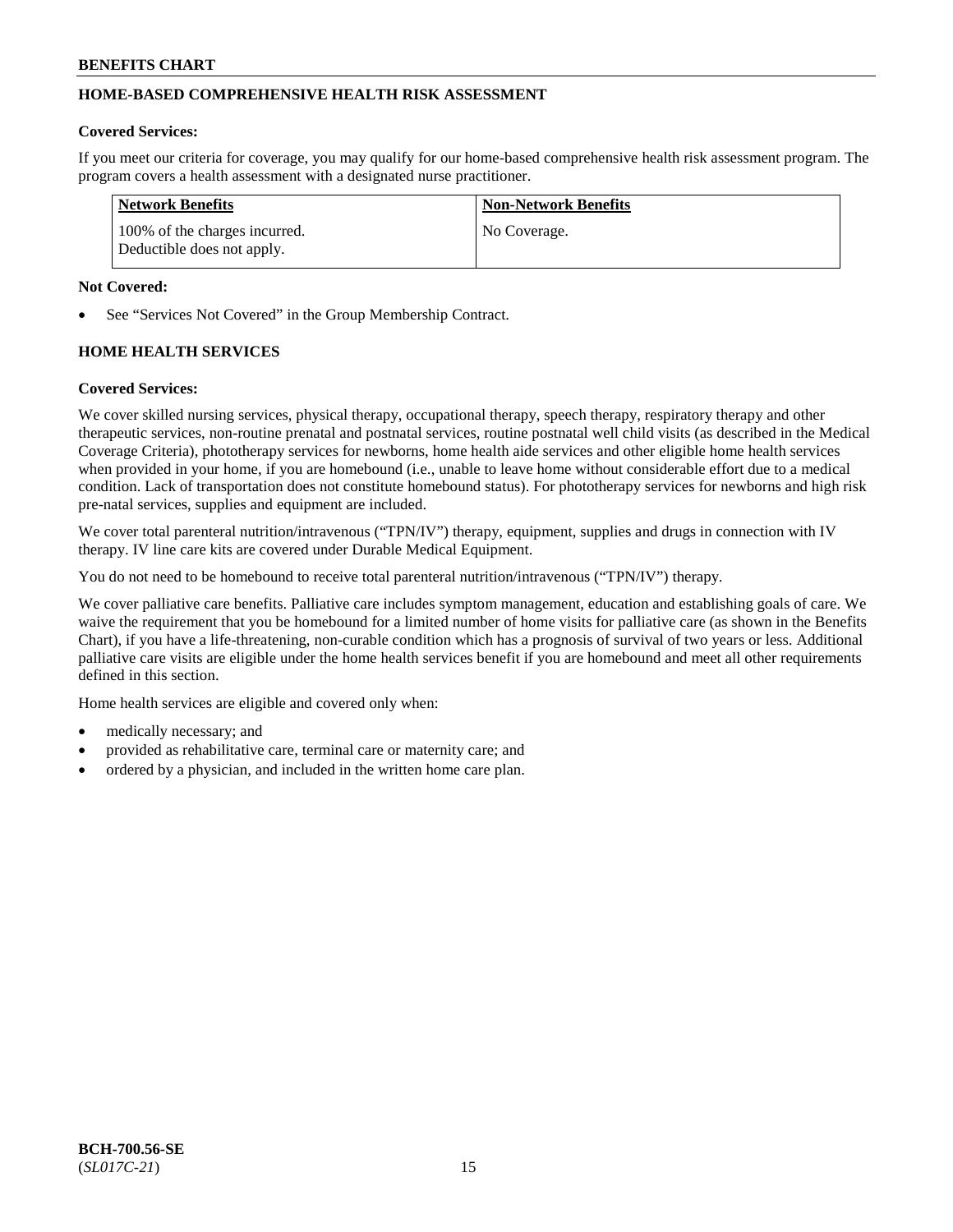## HOME-BASED COMPREHENSIVE HEALTH RISK ASSESSMENT

**Covered Services:**

If you meet our criteria for coverage, you may qualify for our home-based comprehensive health risk assessment program. The program covers a health assessment with a designated nurse practitioner.

| Network Benefits | Non-Network Benefits |
|---|---|
| 100% of the charges incurred. Deductible does not apply. | No Coverage. |

**Not Covered:**

- See "Services Not Covered" in the Group Membership Contract.

## HOME HEALTH SERVICES

**Covered Services:**

We cover skilled nursing services, physical therapy, occupational therapy, speech therapy, respiratory therapy and other therapeutic services, non-routine prenatal and postnatal services, routine postnatal well child visits (as described in the Medical Coverage Criteria), phototherapy services for newborns, home health aide services and other eligible home health services when provided in your home, if you are homebound (i.e., unable to leave home without considerable effort due to a medical condition. Lack of transportation does not constitute homebound status). For phototherapy services for newborns and high risk pre-natal services, supplies and equipment are included.

We cover total parenteral nutrition/intravenous ("TPN/IV") therapy, equipment, supplies and drugs in connection with IV therapy. IV line care kits are covered under Durable Medical Equipment.

You do not need to be homebound to receive total parenteral nutrition/intravenous ("TPN/IV") therapy.

We cover palliative care benefits. Palliative care includes symptom management, education and establishing goals of care. We waive the requirement that you be homebound for a limited number of home visits for palliative care (as shown in the Benefits Chart), if you have a life-threatening, non-curable condition which has a prognosis of survival of two years or less. Additional palliative care visits are eligible under the home health services benefit if you are homebound and meet all other requirements defined in this section.

Home health services are eligible and covered only when:

- medically necessary; and
- provided as rehabilitative care, terminal care or maternity care; and
- ordered by a physician, and included in the written home care plan.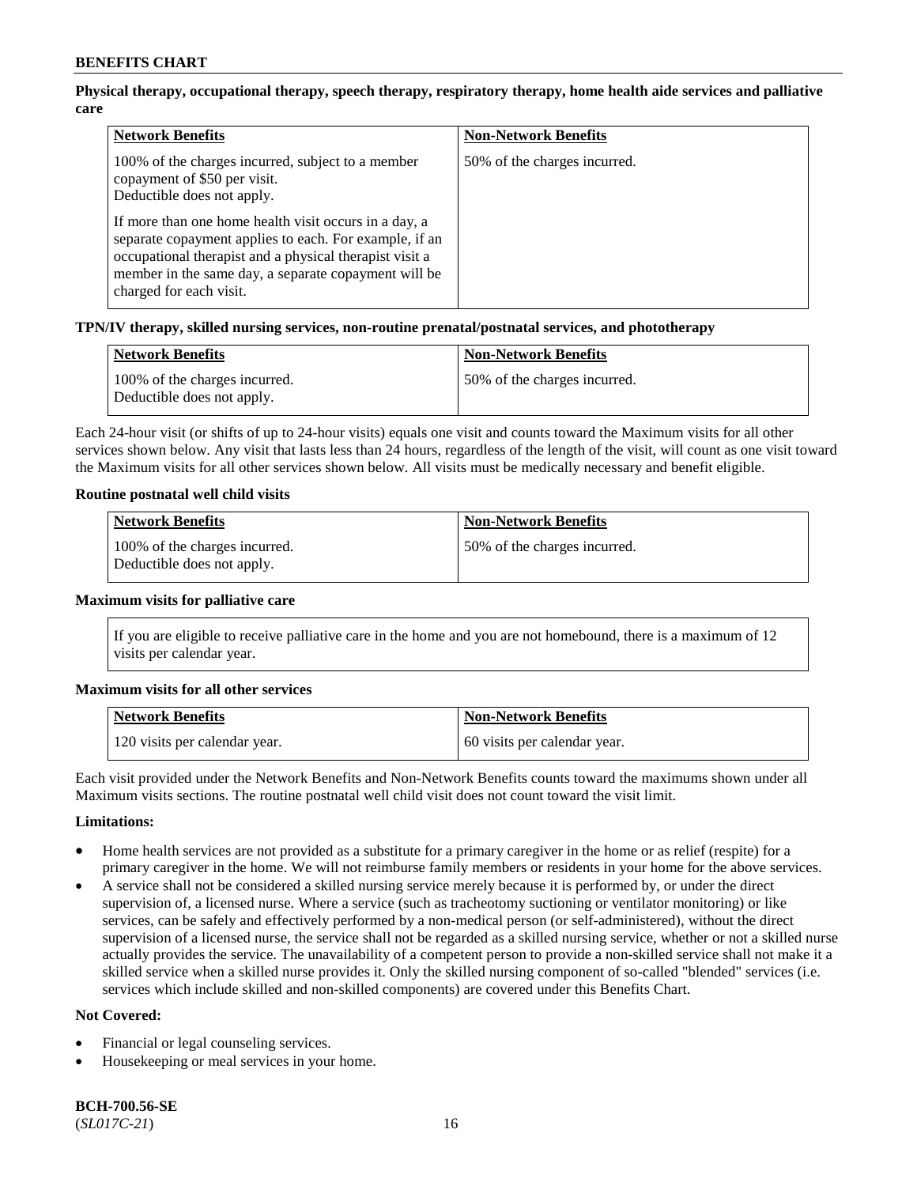**Physical therapy, occupational therapy, speech therapy, respiratory therapy, home health aide services and palliative care**

| Network Benefits | Non-Network Benefits |
| --- | --- |
| 100% of the charges incurred, subject to a member copayment of $50 per visit.<br>Deductible does not apply.<br><br>If more than one home health visit occurs in a day, a separate copayment applies to each. For example, if an occupational therapist and a physical therapist visit a member in the same day, a separate copayment will be charged for each visit. | 50% of the charges incurred. |

**TPN/IV therapy, skilled nursing services, non-routine prenatal/postnatal services, and phototherapy**

| Network Benefits | Non-Network Benefits |
| --- | --- |
| 100% of the charges incurred.<br>Deductible does not apply. | 50% of the charges incurred. |

Each 24-hour visit (or shifts of up to 24-hour visits) equals one visit and counts toward the Maximum visits for all other services shown below. Any visit that lasts less than 24 hours, regardless of the length of the visit, will count as one visit toward the Maximum visits for all other services shown below. All visits must be medically necessary and benefit eligible.

**Routine postnatal well child visits**

| Network Benefits | Non-Network Benefits |
| --- | --- |
| 100% of the charges incurred.<br>Deductible does not apply. | 50% of the charges incurred. |

**Maximum visits for palliative care**

If you are eligible to receive palliative care in the home and you are not homebound, there is a maximum of 12 visits per calendar year.

**Maximum visits for all other services**

| Network Benefits | Non-Network Benefits |
| --- | --- |
| 120 visits per calendar year. | 60 visits per calendar year. |

Each visit provided under the Network Benefits and Non-Network Benefits counts toward the maximums shown under all Maximum visits sections. The routine postnatal well child visit does not count toward the visit limit.

**Limitations:**

- Home health services are not provided as a substitute for a primary caregiver in the home or as relief (respite) for a primary caregiver in the home. We will not reimburse family members or residents in your home for the above services.
- A service shall not be considered a skilled nursing service merely because it is performed by, or under the direct supervision of, a licensed nurse. Where a service (such as tracheotomy suctioning or ventilator monitoring) or like services, can be safely and effectively performed by a non-medical person (or self-administered), without the direct supervision of a licensed nurse, the service shall not be regarded as a skilled nursing service, whether or not a skilled nurse actually provides the service. The unavailability of a competent person to provide a non-skilled service shall not make it a skilled service when a skilled nurse provides it. Only the skilled nursing component of so-called "blended" services (i.e. services which include skilled and non-skilled components) are covered under this Benefits Chart.

**Not Covered:**

- Financial or legal counseling services.
- Housekeeping or meal services in your home.

**BCH-700.56-SE**
(*SL017C-21*)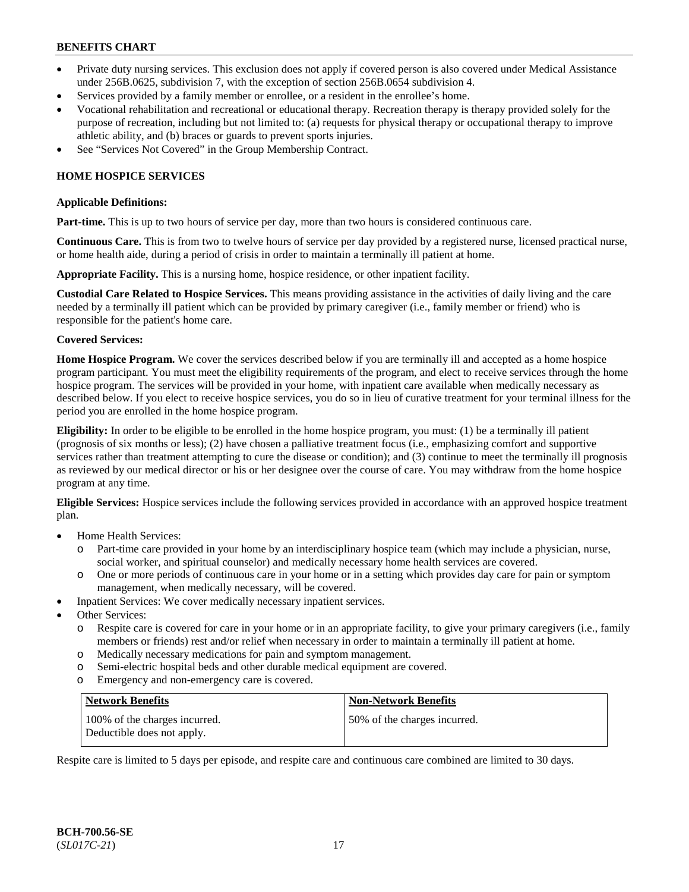- Private duty nursing services. This exclusion does not apply if covered person is also covered under Medical Assistance under 256B.0625, subdivision 7, with the exception of section 256B.0654 subdivision 4.
- Services provided by a family member or enrollee, or a resident in the enrollee's home.
- Vocational rehabilitation and recreational or educational therapy. Recreation therapy is therapy provided solely for the purpose of recreation, including but not limited to: (a) requests for physical therapy or occupational therapy to improve athletic ability, and (b) braces or guards to prevent sports injuries.
- See "Services Not Covered" in the Group Membership Contract.

## HOME HOSPICE SERVICES

**Applicable Definitions:**

**Part-time.** This is up to two hours of service per day, more than two hours is considered continuous care.

**Continuous Care.** This is from two to twelve hours of service per day provided by a registered nurse, licensed practical nurse, or home health aide, during a period of crisis in order to maintain a terminally ill patient at home.

**Appropriate Facility.** This is a nursing home, hospice residence, or other inpatient facility.

**Custodial Care Related to Hospice Services.** This means providing assistance in the activities of daily living and the care needed by a terminally ill patient which can be provided by primary caregiver (i.e., family member or friend) who is responsible for the patient's home care.

**Covered Services:**

**Home Hospice Program.** We cover the services described below if you are terminally ill and accepted as a home hospice program participant. You must meet the eligibility requirements of the program, and elect to receive services through the home hospice program. The services will be provided in your home, with inpatient care available when medically necessary as described below. If you elect to receive hospice services, you do so in lieu of curative treatment for your terminal illness for the period you are enrolled in the home hospice program.

**Eligibility:** In order to be eligible to be enrolled in the home hospice program, you must: (1) be a terminally ill patient (prognosis of six months or less); (2) have chosen a palliative treatment focus (i.e., emphasizing comfort and supportive services rather than treatment attempting to cure the disease or condition); and (3) continue to meet the terminally ill prognosis as reviewed by our medical director or his or her designee over the course of care. You may withdraw from the home hospice program at any time.

**Eligible Services:** Hospice services include the following services provided in accordance with an approved hospice treatment plan.

- Home Health Services:
  - Part-time care provided in your home by an interdisciplinary hospice team (which may include a physician, nurse, social worker, and spiritual counselor) and medically necessary home health services are covered.
  - One or more periods of continuous care in your home or in a setting which provides day care for pain or symptom management, when medically necessary, will be covered.
- Inpatient Services: We cover medically necessary inpatient services.
- Other Services:
  - Respite care is covered for care in your home or in an appropriate facility, to give your primary caregivers (i.e., family members or friends) rest and/or relief when necessary in order to maintain a terminally ill patient at home.
  - Medically necessary medications for pain and symptom management.
  - Semi-electric hospital beds and other durable medical equipment are covered.
  - Emergency and non-emergency care is covered.

| Network Benefits | Non-Network Benefits |
|---|---|
| 100% of the charges incurred. Deductible does not apply. | 50% of the charges incurred. |

Respite care is limited to 5 days per episode, and respite care and continuous care combined are limited to 30 days.

**BCH-700.56-SE**
(*SL017C-21*)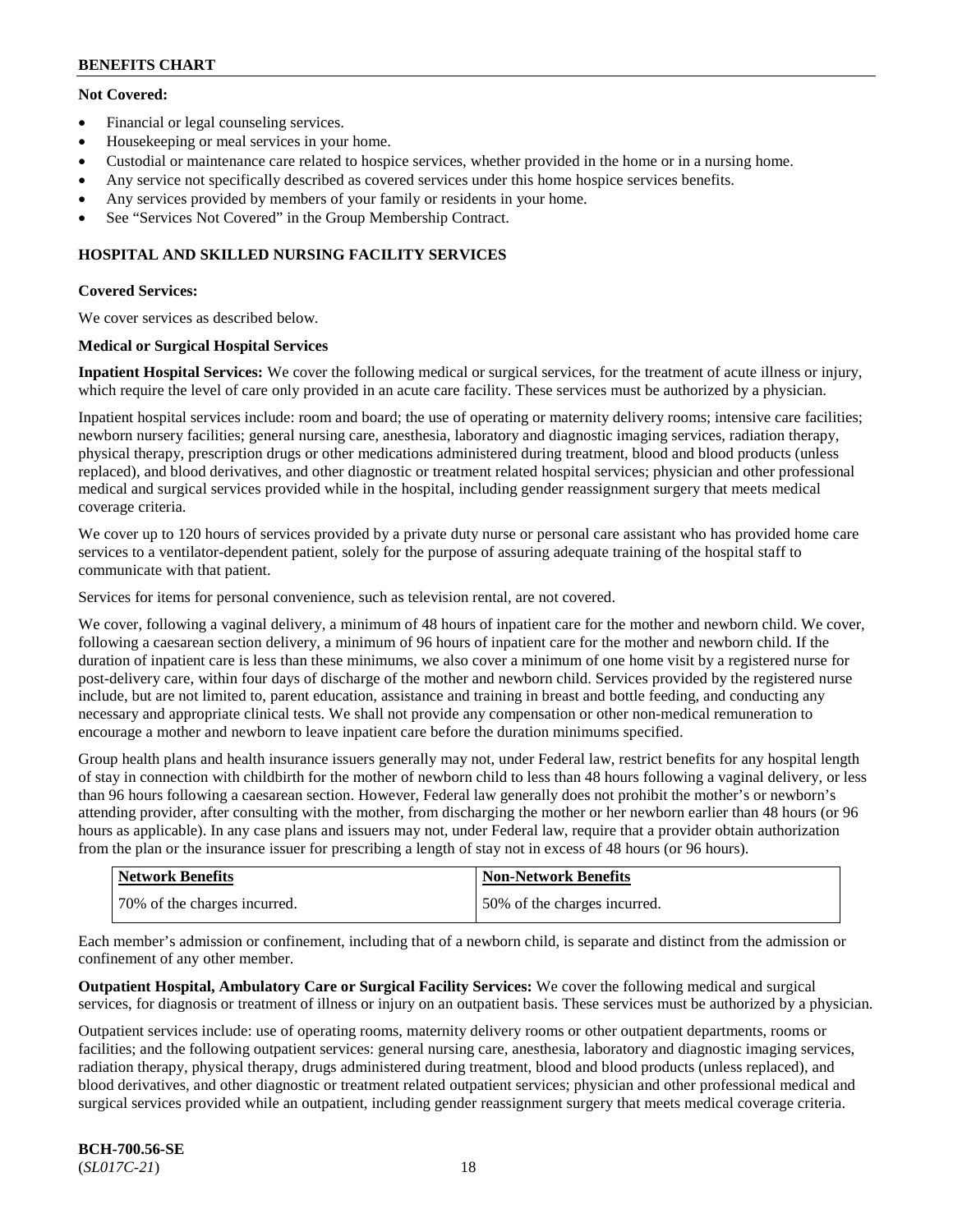**Not Covered:**

- Financial or legal counseling services.
- Housekeeping or meal services in your home.
- Custodial or maintenance care related to hospice services, whether provided in the home or in a nursing home.
- Any service not specifically described as covered services under this home hospice services benefits.
- Any services provided by members of your family or residents in your home.
- See "Services Not Covered" in the Group Membership Contract.

## HOSPITAL AND SKILLED NURSING FACILITY SERVICES

**Covered Services:**

We cover services as described below.

**Medical or Surgical Hospital Services**

**Inpatient Hospital Services:** We cover the following medical or surgical services, for the treatment of acute illness or injury, which require the level of care only provided in an acute care facility. These services must be authorized by a physician.

Inpatient hospital services include: room and board; the use of operating or maternity delivery rooms; intensive care facilities; newborn nursery facilities; general nursing care, anesthesia, laboratory and diagnostic imaging services, radiation therapy, physical therapy, prescription drugs or other medications administered during treatment, blood and blood products (unless replaced), and blood derivatives, and other diagnostic or treatment related hospital services; physician and other professional medical and surgical services provided while in the hospital, including gender reassignment surgery that meets medical coverage criteria.

We cover up to 120 hours of services provided by a private duty nurse or personal care assistant who has provided home care services to a ventilator-dependent patient, solely for the purpose of assuring adequate training of the hospital staff to communicate with that patient.

Services for items for personal convenience, such as television rental, are not covered.

We cover, following a vaginal delivery, a minimum of 48 hours of inpatient care for the mother and newborn child. We cover, following a caesarean section delivery, a minimum of 96 hours of inpatient care for the mother and newborn child. If the duration of inpatient care is less than these minimums, we also cover a minimum of one home visit by a registered nurse for post-delivery care, within four days of discharge of the mother and newborn child. Services provided by the registered nurse include, but are not limited to, parent education, assistance and training in breast and bottle feeding, and conducting any necessary and appropriate clinical tests. We shall not provide any compensation or other non-medical remuneration to encourage a mother and newborn to leave inpatient care before the duration minimums specified.

Group health plans and health insurance issuers generally may not, under Federal law, restrict benefits for any hospital length of stay in connection with childbirth for the mother of newborn child to less than 48 hours following a vaginal delivery, or less than 96 hours following a caesarean section. However, Federal law generally does not prohibit the mother's or newborn's attending provider, after consulting with the mother, from discharging the mother or her newborn earlier than 48 hours (or 96 hours as applicable). In any case plans and issuers may not, under Federal law, require that a provider obtain authorization from the plan or the insurance issuer for prescribing a length of stay not in excess of 48 hours (or 96 hours).

| Network Benefits | Non-Network Benefits |
| --- | --- |
| 70% of the charges incurred. | 50% of the charges incurred. |

Each member's admission or confinement, including that of a newborn child, is separate and distinct from the admission or confinement of any other member.

**Outpatient Hospital, Ambulatory Care or Surgical Facility Services:** We cover the following medical and surgical services, for diagnosis or treatment of illness or injury on an outpatient basis. These services must be authorized by a physician.

Outpatient services include: use of operating rooms, maternity delivery rooms or other outpatient departments, rooms or facilities; and the following outpatient services: general nursing care, anesthesia, laboratory and diagnostic imaging services, radiation therapy, physical therapy, drugs administered during treatment, blood and blood products (unless replaced), and blood derivatives, and other diagnostic or treatment related outpatient services; physician and other professional medical and surgical services provided while an outpatient, including gender reassignment surgery that meets medical coverage criteria.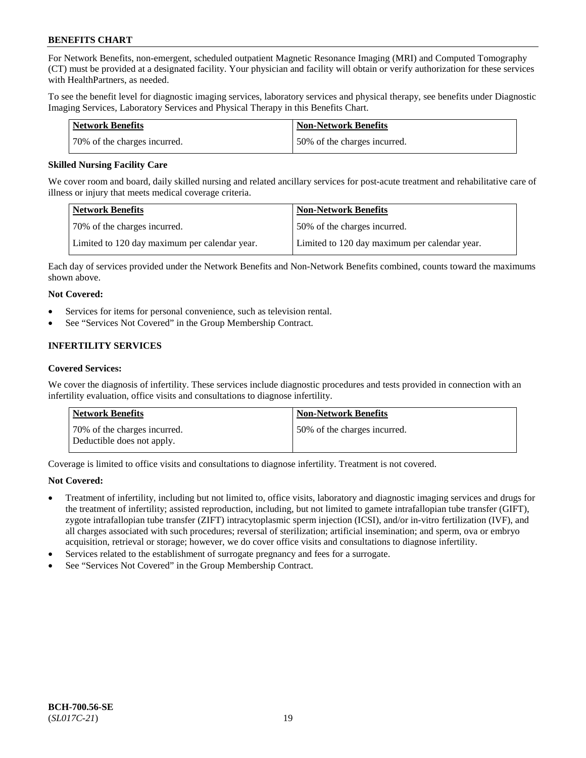For Network Benefits, non-emergent, scheduled outpatient Magnetic Resonance Imaging (MRI) and Computed Tomography (CT) must be provided at a designated facility. Your physician and facility will obtain or verify authorization for these services with HealthPartners, as needed.

To see the benefit level for diagnostic imaging services, laboratory services and physical therapy, see benefits under Diagnostic Imaging Services, Laboratory Services and Physical Therapy in this Benefits Chart.

| Network Benefits | Non-Network Benefits |
|---|---|
| 70% of the charges incurred. | 50% of the charges incurred. |

**Skilled Nursing Facility Care**

We cover room and board, daily skilled nursing and related ancillary services for post-acute treatment and rehabilitative care of illness or injury that meets medical coverage criteria.

| Network Benefits | Non-Network Benefits |
|---|---|
| 70% of the charges incurred. | 50% of the charges incurred. |
| Limited to 120 day maximum per calendar year. | Limited to 120 day maximum per calendar year. |

Each day of services provided under the Network Benefits and Non-Network Benefits combined, counts toward the maximums shown above.

**Not Covered:**

- Services for items for personal convenience, such as television rental.
- See "Services Not Covered" in the Group Membership Contract.

## INFERTILITY SERVICES

**Covered Services:**

We cover the diagnosis of infertility. These services include diagnostic procedures and tests provided in connection with an infertility evaluation, office visits and consultations to diagnose infertility.

| Network Benefits | Non-Network Benefits |
|---|---|
| 70% of the charges incurred. Deductible does not apply. | 50% of the charges incurred. |

Coverage is limited to office visits and consultations to diagnose infertility. Treatment is not covered.

**Not Covered:**

- Treatment of infertility, including but not limited to, office visits, laboratory and diagnostic imaging services and drugs for the treatment of infertility; assisted reproduction, including, but not limited to gamete intrafallopian tube transfer (GIFT), zygote intrafallopian tube transfer (ZIFT) intracytoplasmic sperm injection (ICSI), and/or in-vitro fertilization (IVF), and all charges associated with such procedures; reversal of sterilization; artificial insemination; and sperm, ova or embryo acquisition, retrieval or storage; however, we do cover office visits and consultations to diagnose infertility.
- Services related to the establishment of surrogate pregnancy and fees for a surrogate.
- See "Services Not Covered" in the Group Membership Contract.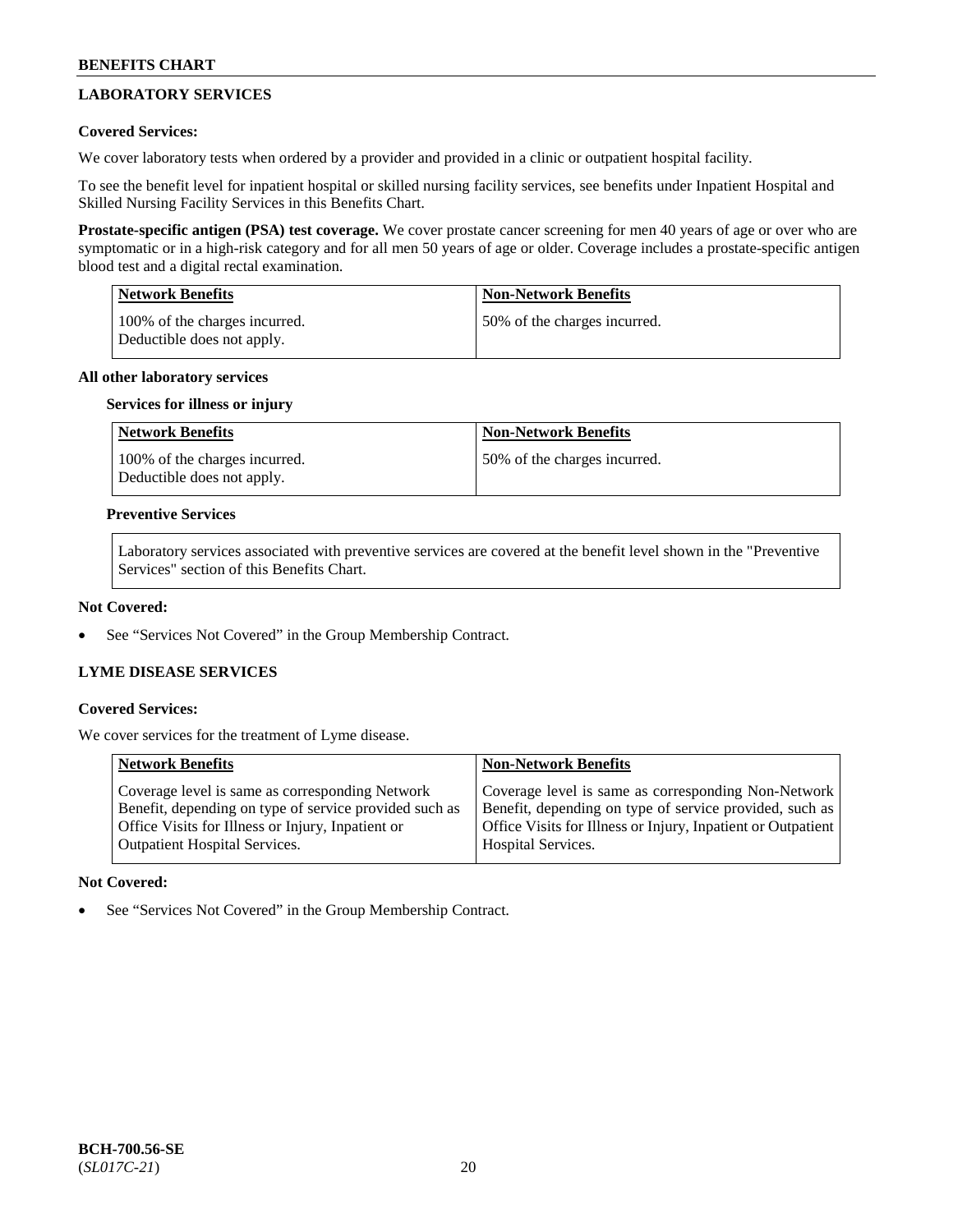## LABORATORY SERVICES

**Covered Services:**

We cover laboratory tests when ordered by a provider and provided in a clinic or outpatient hospital facility.

To see the benefit level for inpatient hospital or skilled nursing facility services, see benefits under Inpatient Hospital and Skilled Nursing Facility Services in this Benefits Chart.

**Prostate-specific antigen (PSA) test coverage.** We cover prostate cancer screening for men 40 years of age or over who are symptomatic or in a high-risk category and for all men 50 years of age or older. Coverage includes a prostate-specific antigen blood test and a digital rectal examination.

| Network Benefits | Non-Network Benefits |
| --- | --- |
| 100% of the charges incurred. Deductible does not apply. | 50% of the charges incurred. |

**All other laboratory services**

**Services for illness or injury**

| Network Benefits | Non-Network Benefits |
| --- | --- |
| 100% of the charges incurred. Deductible does not apply. | 50% of the charges incurred. |

**Preventive Services**

Laboratory services associated with preventive services are covered at the benefit level shown in the "Preventive Services" section of this Benefits Chart.

**Not Covered:**

- See "Services Not Covered" in the Group Membership Contract.

## LYME DISEASE SERVICES

**Covered Services:**

We cover services for the treatment of Lyme disease.

| Network Benefits | Non-Network Benefits |
| --- | --- |
| Coverage level is same as corresponding Network Benefit, depending on type of service provided such as Office Visits for Illness or Injury, Inpatient or Outpatient Hospital Services. | Coverage level is same as corresponding Non-Network Benefit, depending on type of service provided, such as Office Visits for Illness or Injury, Inpatient or Outpatient Hospital Services. |

**Not Covered:**

- See "Services Not Covered" in the Group Membership Contract.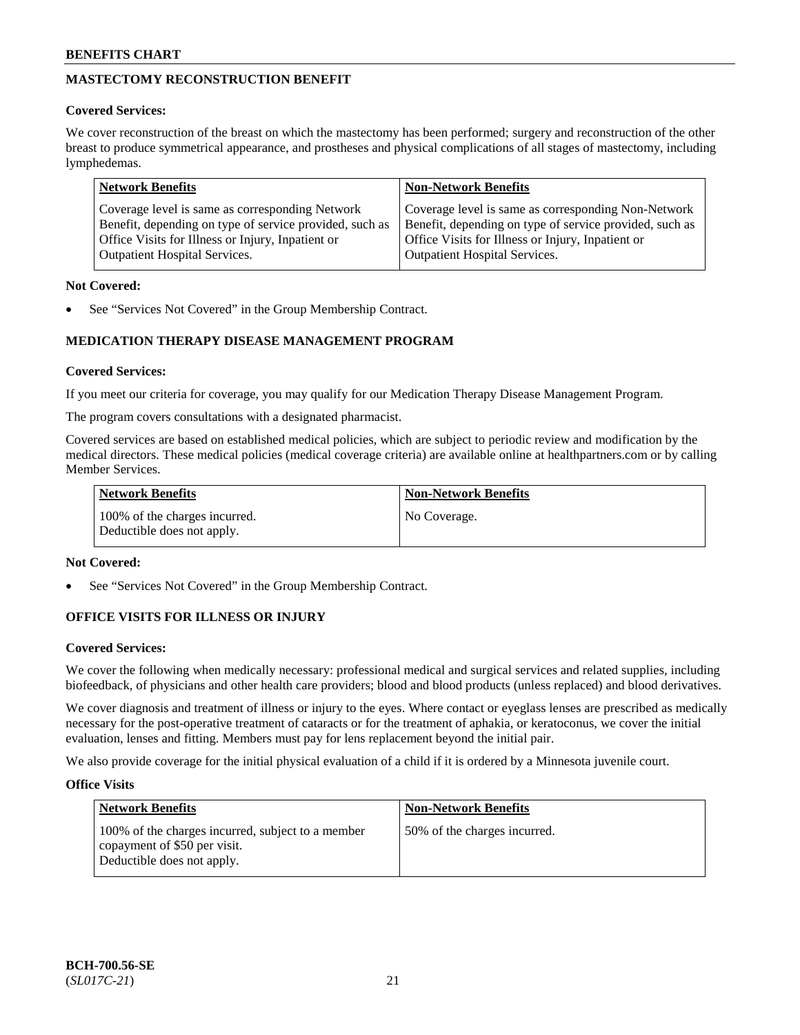## MASTECTOMY RECONSTRUCTION BENEFIT

**Covered Services:**

We cover reconstruction of the breast on which the mastectomy has been performed; surgery and reconstruction of the other breast to produce symmetrical appearance, and prostheses and physical complications of all stages of mastectomy, including lymphedemas.

| Network Benefits | Non-Network Benefits |
|---|---|
| Coverage level is same as corresponding Network Benefit, depending on type of service provided, such as Office Visits for Illness or Injury, Inpatient or Outpatient Hospital Services. | Coverage level is same as corresponding Non-Network Benefit, depending on type of service provided, such as Office Visits for Illness or Injury, Inpatient or Outpatient Hospital Services. |

**Not Covered:**

- See "Services Not Covered" in the Group Membership Contract.

## MEDICATION THERAPY DISEASE MANAGEMENT PROGRAM

**Covered Services:**

If you meet our criteria for coverage, you may qualify for our Medication Therapy Disease Management Program.

The program covers consultations with a designated pharmacist.

Covered services are based on established medical policies, which are subject to periodic review and modification by the medical directors. These medical policies (medical coverage criteria) are available online at healthpartners.com or by calling Member Services.

| Network Benefits | Non-Network Benefits |
|---|---|
| 100% of the charges incurred. Deductible does not apply. | No Coverage. |

**Not Covered:**

- See "Services Not Covered" in the Group Membership Contract.

## OFFICE VISITS FOR ILLNESS OR INJURY

**Covered Services:**

We cover the following when medically necessary: professional medical and surgical services and related supplies, including biofeedback, of physicians and other health care providers; blood and blood products (unless replaced) and blood derivatives.

We cover diagnosis and treatment of illness or injury to the eyes. Where contact or eyeglass lenses are prescribed as medically necessary for the post-operative treatment of cataracts or for the treatment of aphakia, or keratoconus, we cover the initial evaluation, lenses and fitting. Members must pay for lens replacement beyond the initial pair.

We also provide coverage for the initial physical evaluation of a child if it is ordered by a Minnesota juvenile court.

**Office Visits**

| Network Benefits | Non-Network Benefits |
|---|---|
| 100% of the charges incurred, subject to a member copayment of $50 per visit. Deductible does not apply. | 50% of the charges incurred. |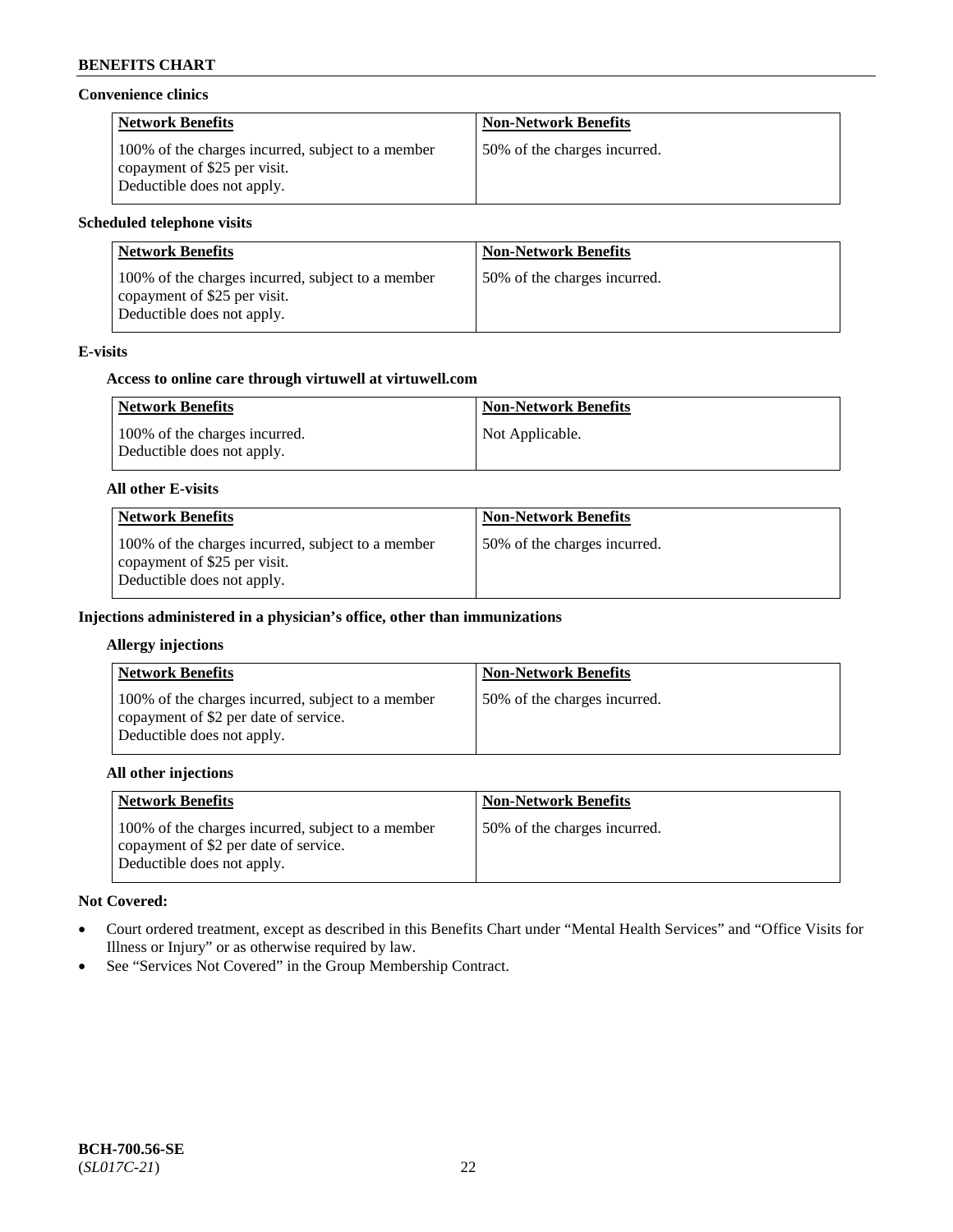### Convenience clinics

| Network Benefits | Non-Network Benefits |
|---|---|
| 100% of the charges incurred, subject to a member copayment of $25 per visit. Deductible does not apply. | 50% of the charges incurred. |

### Scheduled telephone visits

| Network Benefits | Non-Network Benefits |
|---|---|
| 100% of the charges incurred, subject to a member copayment of $25 per visit. Deductible does not apply. | 50% of the charges incurred. |

### E-visits

#### Access to online care through virtuwell at virtuwell.com

| Network Benefits | Non-Network Benefits |
|---|---|
| 100% of the charges incurred. Deductible does not apply. | Not Applicable. |

#### All other E-visits

| Network Benefits | Non-Network Benefits |
|---|---|
| 100% of the charges incurred, subject to a member copayment of $25 per visit. Deductible does not apply. | 50% of the charges incurred. |

### Injections administered in a physician's office, other than immunizations

#### Allergy injections

| Network Benefits | Non-Network Benefits |
|---|---|
| 100% of the charges incurred, subject to a member copayment of $2 per date of service. Deductible does not apply. | 50% of the charges incurred. |

#### All other injections

| Network Benefits | Non-Network Benefits |
|---|---|
| 100% of the charges incurred, subject to a member copayment of $2 per date of service. Deductible does not apply. | 50% of the charges incurred. |

**Not Covered:**

- Court ordered treatment, except as described in this Benefits Chart under "Mental Health Services" and "Office Visits for Illness or Injury" or as otherwise required by law.
- See "Services Not Covered" in the Group Membership Contract.

**BCH-700.56-SE**
(*SL017C-21*)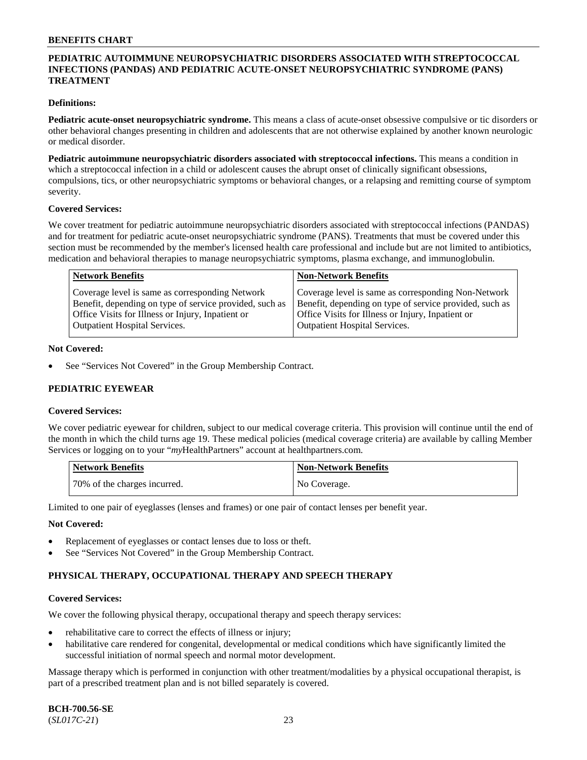## PEDIATRIC AUTOIMMUNE NEUROPSYCHIATRIC DISORDERS ASSOCIATED WITH STREPTOCOCCAL INFECTIONS (PANDAS) AND PEDIATRIC ACUTE-ONSET NEUROPSYCHIATRIC SYNDROME (PANS) TREATMENT

**Definitions:**

**Pediatric acute-onset neuropsychiatric syndrome.** This means a class of acute-onset obsessive compulsive or tic disorders or other behavioral changes presenting in children and adolescents that are not otherwise explained by another known neurologic or medical disorder.

**Pediatric autoimmune neuropsychiatric disorders associated with streptococcal infections.** This means a condition in which a streptococcal infection in a child or adolescent causes the abrupt onset of clinically significant obsessions, compulsions, tics, or other neuropsychiatric symptoms or behavioral changes, or a relapsing and remitting course of symptom severity.

**Covered Services:**

We cover treatment for pediatric autoimmune neuropsychiatric disorders associated with streptococcal infections (PANDAS) and for treatment for pediatric acute-onset neuropsychiatric syndrome (PANS). Treatments that must be covered under this section must be recommended by the member's licensed health care professional and include but are not limited to antibiotics, medication and behavioral therapies to manage neuropsychiatric symptoms, plasma exchange, and immunoglobulin.

| Network Benefits | Non-Network Benefits |
|---|---|
| Coverage level is same as corresponding Network Benefit, depending on type of service provided, such as Office Visits for Illness or Injury, Inpatient or Outpatient Hospital Services. | Coverage level is same as corresponding Non-Network Benefit, depending on type of service provided, such as Office Visits for Illness or Injury, Inpatient or Outpatient Hospital Services. |

**Not Covered:**

- See "Services Not Covered" in the Group Membership Contract.

## PEDIATRIC EYEWEAR

**Covered Services:**

We cover pediatric eyewear for children, subject to our medical coverage criteria. This provision will continue until the end of the month in which the child turns age 19. These medical policies (medical coverage criteria) are available by calling Member Services or logging on to your "*my*HealthPartners" account at healthpartners.com.

| Network Benefits | Non-Network Benefits |
|---|---|
| 70% of the charges incurred. | No Coverage. |

Limited to one pair of eyeglasses (lenses and frames) or one pair of contact lenses per benefit year.

**Not Covered:**

- Replacement of eyeglasses or contact lenses due to loss or theft.
- See "Services Not Covered" in the Group Membership Contract.

## PHYSICAL THERAPY, OCCUPATIONAL THERAPY AND SPEECH THERAPY

**Covered Services:**

We cover the following physical therapy, occupational therapy and speech therapy services:

- rehabilitative care to correct the effects of illness or injury;
- habilitative care rendered for congenital, developmental or medical conditions which have significantly limited the successful initiation of normal speech and normal motor development.

Massage therapy which is performed in conjunction with other treatment/modalities by a physical occupational therapist, is part of a prescribed treatment plan and is not billed separately is covered.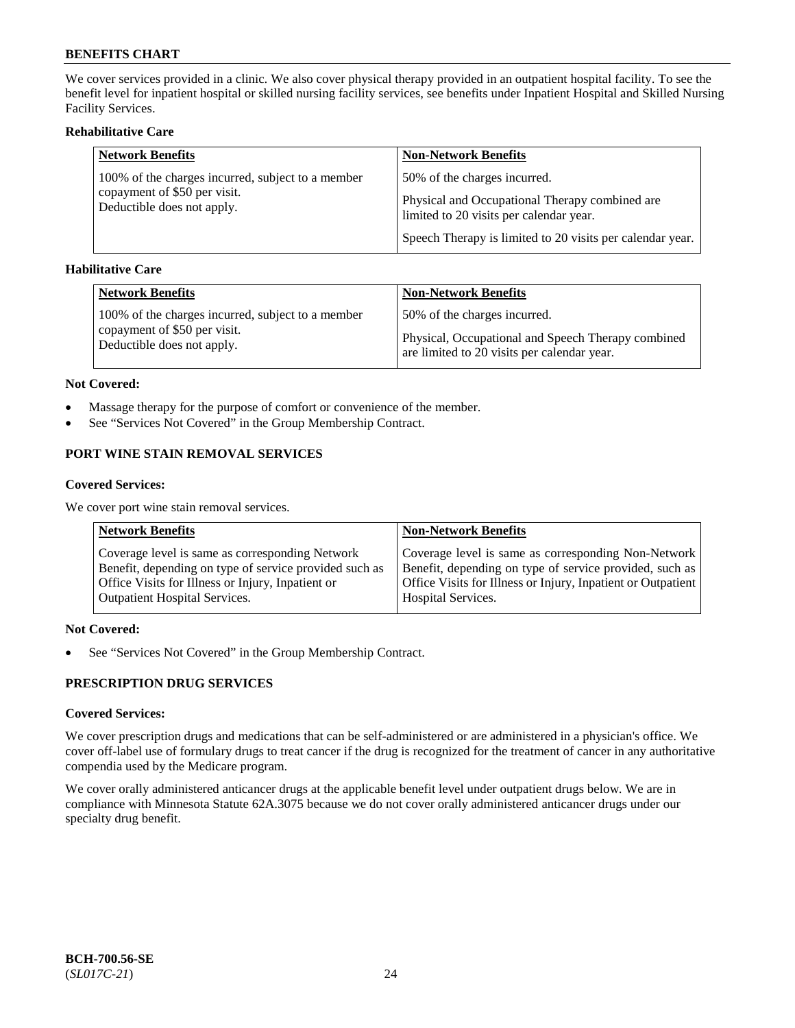We cover services provided in a clinic. We also cover physical therapy provided in an outpatient hospital facility. To see the benefit level for inpatient hospital or skilled nursing facility services, see benefits under Inpatient Hospital and Skilled Nursing Facility Services.

**Rehabilitative Care**

| Network Benefits | Non-Network Benefits |
|---|---|
| 100% of the charges incurred, subject to a member copayment of $50 per visit. Deductible does not apply. | 50% of the charges incurred.<br><br>Physical and Occupational Therapy combined are limited to 20 visits per calendar year.<br><br>Speech Therapy is limited to 20 visits per calendar year. |

**Habilitative Care**

| Network Benefits | Non-Network Benefits |
|---|---|
| 100% of the charges incurred, subject to a member copayment of $50 per visit. Deductible does not apply. | 50% of the charges incurred.<br><br>Physical, Occupational and Speech Therapy combined are limited to 20 visits per calendar year. |

**Not Covered:**

- Massage therapy for the purpose of comfort or convenience of the member.
- See "Services Not Covered" in the Group Membership Contract.

## PORT WINE STAIN REMOVAL SERVICES

**Covered Services:**

We cover port wine stain removal services.

| Network Benefits | Non-Network Benefits |
|---|---|
| Coverage level is same as corresponding Network Benefit, depending on type of service provided such as Office Visits for Illness or Injury, Inpatient or Outpatient Hospital Services. | Coverage level is same as corresponding Non-Network Benefit, depending on type of service provided, such as Office Visits for Illness or Injury, Inpatient or Outpatient Hospital Services. |

**Not Covered:**

- See "Services Not Covered" in the Group Membership Contract.

## PRESCRIPTION DRUG SERVICES

**Covered Services:**

We cover prescription drugs and medications that can be self-administered or are administered in a physician's office. We cover off-label use of formulary drugs to treat cancer if the drug is recognized for the treatment of cancer in any authoritative compendia used by the Medicare program.

We cover orally administered anticancer drugs at the applicable benefit level under outpatient drugs below. We are in compliance with Minnesota Statute 62A.3075 because we do not cover orally administered anticancer drugs under our specialty drug benefit.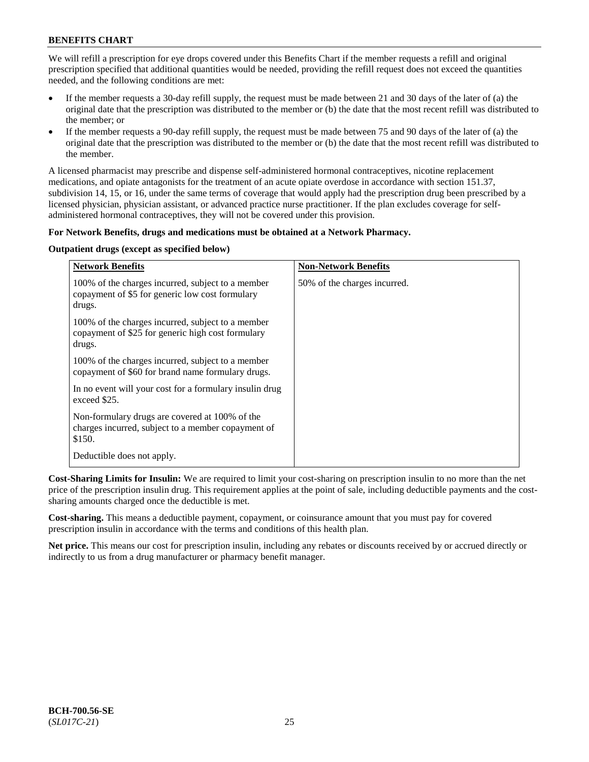We will refill a prescription for eye drops covered under this Benefits Chart if the member requests a refill and original prescription specified that additional quantities would be needed, providing the refill request does not exceed the quantities needed, and the following conditions are met:

- If the member requests a 30-day refill supply, the request must be made between 21 and 30 days of the later of (a) the original date that the prescription was distributed to the member or (b) the date that the most recent refill was distributed to the member; or
- If the member requests a 90-day refill supply, the request must be made between 75 and 90 days of the later of (a) the original date that the prescription was distributed to the member or (b) the date that the most recent refill was distributed to the member.

A licensed pharmacist may prescribe and dispense self-administered hormonal contraceptives, nicotine replacement medications, and opiate antagonists for the treatment of an acute opiate overdose in accordance with section 151.37, subdivision 14, 15, or 16, under the same terms of coverage that would apply had the prescription drug been prescribed by a licensed physician, physician assistant, or advanced practice nurse practitioner. If the plan excludes coverage for self-administered hormonal contraceptives, they will not be covered under this provision.

**For Network Benefits, drugs and medications must be obtained at a Network Pharmacy.**

**Outpatient drugs (except as specified below)**

| Network Benefits | Non-Network Benefits |
|---|---|
| 100% of the charges incurred, subject to a member copayment of $5 for generic low cost formulary drugs.<br><br>100% of the charges incurred, subject to a member copayment of $25 for generic high cost formulary drugs.<br><br>100% of the charges incurred, subject to a member copayment of $60 for brand name formulary drugs.<br><br>In no event will your cost for a formulary insulin drug exceed $25.<br><br>Non-formulary drugs are covered at 100% of the charges incurred, subject to a member copayment of $150.<br><br>Deductible does not apply. | 50% of the charges incurred. |

**Cost-Sharing Limits for Insulin:** We are required to limit your cost-sharing on prescription insulin to no more than the net price of the prescription insulin drug. This requirement applies at the point of sale, including deductible payments and the cost-sharing amounts charged once the deductible is met.

**Cost-sharing.** This means a deductible payment, copayment, or coinsurance amount that you must pay for covered prescription insulin in accordance with the terms and conditions of this health plan.

**Net price.** This means our cost for prescription insulin, including any rebates or discounts received by or accrued directly or indirectly to us from a drug manufacturer or pharmacy benefit manager.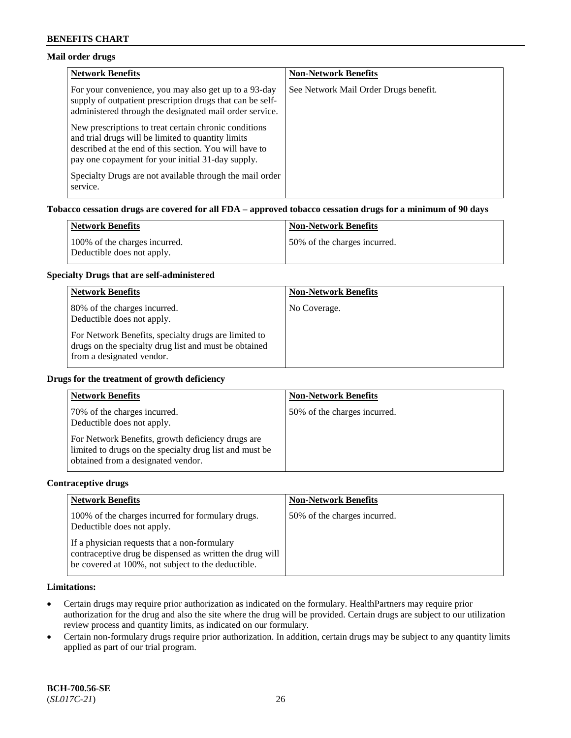### Mail order drugs

| Network Benefits | Non-Network Benefits |
| --- | --- |
| For your convenience, you may also get up to a 93-day supply of outpatient prescription drugs that can be self-administered through the designated mail order service.<br><br>New prescriptions to treat certain chronic conditions and trial drugs will be limited to quantity limits described at the end of this section. You will have to pay one copayment for your initial 31-day supply.<br><br>Specialty Drugs are not available through the mail order service. | See Network Mail Order Drugs benefit. |

### Tobacco cessation drugs are covered for all FDA – approved tobacco cessation drugs for a minimum of 90 days

| Network Benefits | Non-Network Benefits |
| --- | --- |
| 100% of the charges incurred.<br>Deductible does not apply. | 50% of the charges incurred. |

### Specialty Drugs that are self-administered

| Network Benefits | Non-Network Benefits |
| --- | --- |
| 80% of the charges incurred.<br>Deductible does not apply.<br><br>For Network Benefits, specialty drugs are limited to drugs on the specialty drug list and must be obtained from a designated vendor. | No Coverage. |

### Drugs for the treatment of growth deficiency

| Network Benefits | Non-Network Benefits |
| --- | --- |
| 70% of the charges incurred.<br>Deductible does not apply.<br><br>For Network Benefits, growth deficiency drugs are limited to drugs on the specialty drug list and must be obtained from a designated vendor. | 50% of the charges incurred. |

### Contraceptive drugs

| Network Benefits | Non-Network Benefits |
| --- | --- |
| 100% of the charges incurred for formulary drugs.<br>Deductible does not apply.<br><br>If a physician requests that a non-formulary contraceptive drug be dispensed as written the drug will be covered at 100%, not subject to the deductible. | 50% of the charges incurred. |

### Limitations:

- Certain drugs may require prior authorization as indicated on the formulary. HealthPartners may require prior authorization for the drug and also the site where the drug will be provided. Certain drugs are subject to our utilization review process and quantity limits, as indicated on our formulary.
- Certain non-formulary drugs require prior authorization. In addition, certain drugs may be subject to any quantity limits applied as part of our trial program.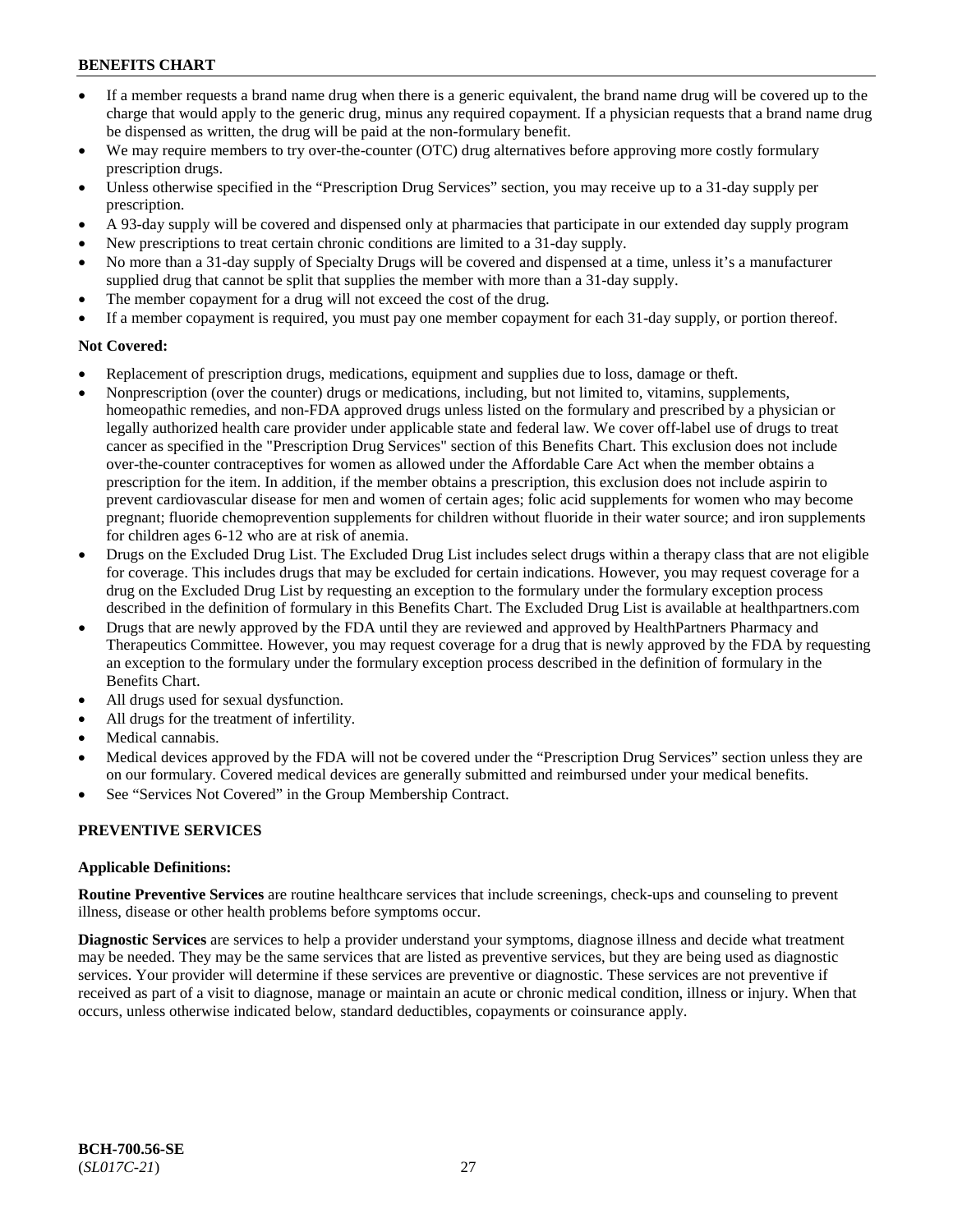- If a member requests a brand name drug when there is a generic equivalent, the brand name drug will be covered up to the charge that would apply to the generic drug, minus any required copayment. If a physician requests that a brand name drug be dispensed as written, the drug will be paid at the non-formulary benefit.
- We may require members to try over-the-counter (OTC) drug alternatives before approving more costly formulary prescription drugs.
- Unless otherwise specified in the "Prescription Drug Services" section, you may receive up to a 31-day supply per prescription.
- A 93-day supply will be covered and dispensed only at pharmacies that participate in our extended day supply program
- New prescriptions to treat certain chronic conditions are limited to a 31-day supply.
- No more than a 31-day supply of Specialty Drugs will be covered and dispensed at a time, unless it's a manufacturer supplied drug that cannot be split that supplies the member with more than a 31-day supply.
- The member copayment for a drug will not exceed the cost of the drug.
- If a member copayment is required, you must pay one member copayment for each 31-day supply, or portion thereof.

**Not Covered:**

- Replacement of prescription drugs, medications, equipment and supplies due to loss, damage or theft.
- Nonprescription (over the counter) drugs or medications, including, but not limited to, vitamins, supplements, homeopathic remedies, and non-FDA approved drugs unless listed on the formulary and prescribed by a physician or legally authorized health care provider under applicable state and federal law. We cover off-label use of drugs to treat cancer as specified in the "Prescription Drug Services" section of this Benefits Chart. This exclusion does not include over-the-counter contraceptives for women as allowed under the Affordable Care Act when the member obtains a prescription for the item. In addition, if the member obtains a prescription, this exclusion does not include aspirin to prevent cardiovascular disease for men and women of certain ages; folic acid supplements for women who may become pregnant; fluoride chemoprevention supplements for children without fluoride in their water source; and iron supplements for children ages 6-12 who are at risk of anemia.
- Drugs on the Excluded Drug List. The Excluded Drug List includes select drugs within a therapy class that are not eligible for coverage. This includes drugs that may be excluded for certain indications. However, you may request coverage for a drug on the Excluded Drug List by requesting an exception to the formulary under the formulary exception process described in the definition of formulary in this Benefits Chart. The Excluded Drug List is available at healthpartners.com
- Drugs that are newly approved by the FDA until they are reviewed and approved by HealthPartners Pharmacy and Therapeutics Committee. However, you may request coverage for a drug that is newly approved by the FDA by requesting an exception to the formulary under the formulary exception process described in the definition of formulary in the Benefits Chart.
- All drugs used for sexual dysfunction.
- All drugs for the treatment of infertility.
- Medical cannabis.
- Medical devices approved by the FDA will not be covered under the "Prescription Drug Services" section unless they are on our formulary. Covered medical devices are generally submitted and reimbursed under your medical benefits.
- See "Services Not Covered" in the Group Membership Contract.

## PREVENTIVE SERVICES

**Applicable Definitions:**

**Routine Preventive Services** are routine healthcare services that include screenings, check-ups and counseling to prevent illness, disease or other health problems before symptoms occur.

**Diagnostic Services** are services to help a provider understand your symptoms, diagnose illness and decide what treatment may be needed. They may be the same services that are listed as preventive services, but they are being used as diagnostic services. Your provider will determine if these services are preventive or diagnostic. These services are not preventive if received as part of a visit to diagnose, manage or maintain an acute or chronic medical condition, illness or injury. When that occurs, unless otherwise indicated below, standard deductibles, copayments or coinsurance apply.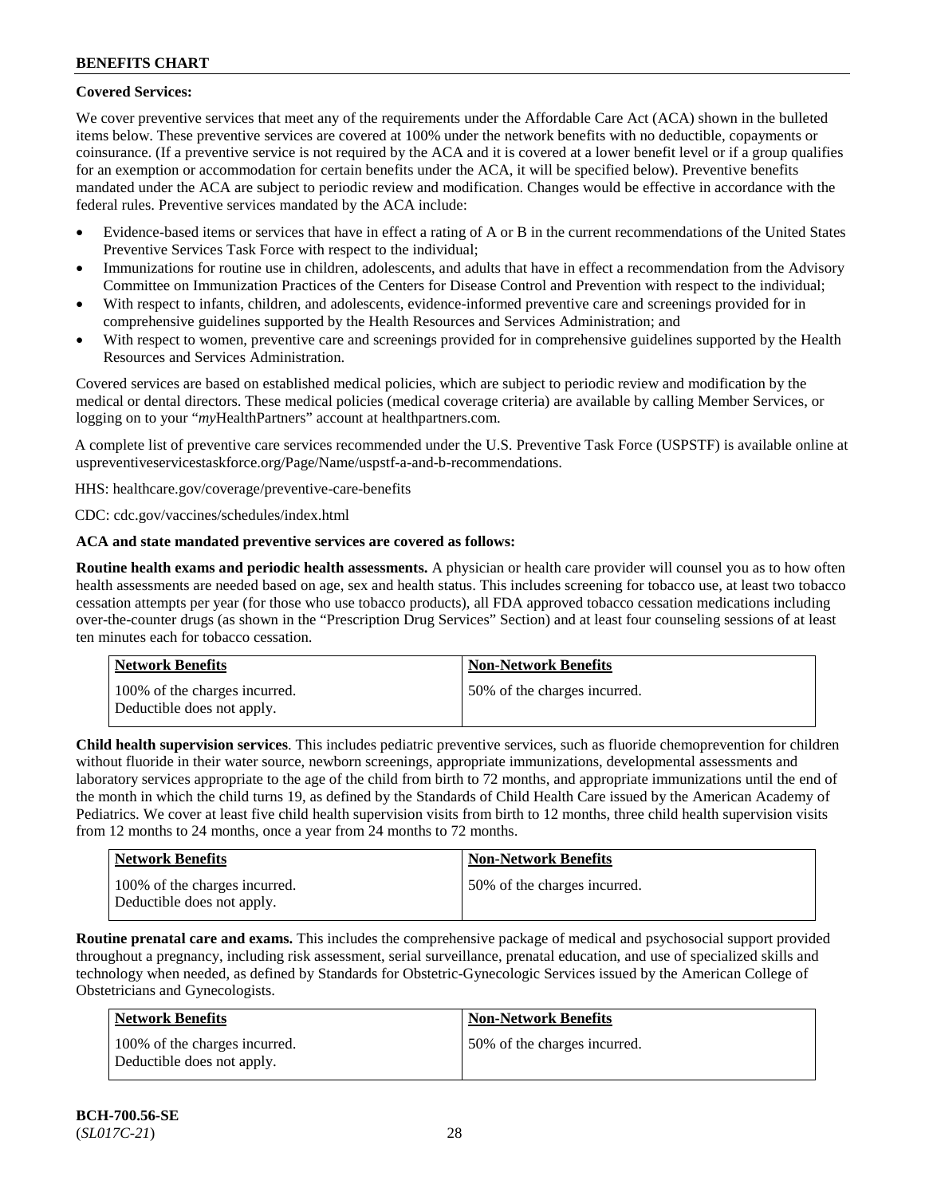**Covered Services:**

We cover preventive services that meet any of the requirements under the Affordable Care Act (ACA) shown in the bulleted items below. These preventive services are covered at 100% under the network benefits with no deductible, copayments or coinsurance. (If a preventive service is not required by the ACA and it is covered at a lower benefit level or if a group qualifies for an exemption or accommodation for certain benefits under the ACA, it will be specified below). Preventive benefits mandated under the ACA are subject to periodic review and modification. Changes would be effective in accordance with the federal rules. Preventive services mandated by the ACA include:

- Evidence-based items or services that have in effect a rating of A or B in the current recommendations of the United States Preventive Services Task Force with respect to the individual;
- Immunizations for routine use in children, adolescents, and adults that have in effect a recommendation from the Advisory Committee on Immunization Practices of the Centers for Disease Control and Prevention with respect to the individual;
- With respect to infants, children, and adolescents, evidence-informed preventive care and screenings provided for in comprehensive guidelines supported by the Health Resources and Services Administration; and
- With respect to women, preventive care and screenings provided for in comprehensive guidelines supported by the Health Resources and Services Administration.

Covered services are based on established medical policies, which are subject to periodic review and modification by the medical or dental directors. These medical policies (medical coverage criteria) are available by calling Member Services, or logging on to your "*my*HealthPartners" account at healthpartners.com.

A complete list of preventive care services recommended under the U.S. Preventive Task Force (USPSTF) is available online at uspreventiveservicestaskforce.org/Page/Name/uspstf-a-and-b-recommendations.

HHS: healthcare.gov/coverage/preventive-care-benefits

CDC: cdc.gov/vaccines/schedules/index.html

**ACA and state mandated preventive services are covered as follows:**

**Routine health exams and periodic health assessments.** A physician or health care provider will counsel you as to how often health assessments are needed based on age, sex and health status. This includes screening for tobacco use, at least two tobacco cessation attempts per year (for those who use tobacco products), all FDA approved tobacco cessation medications including over-the-counter drugs (as shown in the "Prescription Drug Services" Section) and at least four counseling sessions of at least ten minutes each for tobacco cessation.

| Network Benefits | Non-Network Benefits |
|---|---|
| 100% of the charges incurred. Deductible does not apply. | 50% of the charges incurred. |

**Child health supervision services**. This includes pediatric preventive services, such as fluoride chemoprevention for children without fluoride in their water source, newborn screenings, appropriate immunizations, developmental assessments and laboratory services appropriate to the age of the child from birth to 72 months, and appropriate immunizations until the end of the month in which the child turns 19, as defined by the Standards of Child Health Care issued by the American Academy of Pediatrics. We cover at least five child health supervision visits from birth to 12 months, three child health supervision visits from 12 months to 24 months, once a year from 24 months to 72 months.

| Network Benefits | Non-Network Benefits |
|---|---|
| 100% of the charges incurred. Deductible does not apply. | 50% of the charges incurred. |

**Routine prenatal care and exams.** This includes the comprehensive package of medical and psychosocial support provided throughout a pregnancy, including risk assessment, serial surveillance, prenatal education, and use of specialized skills and technology when needed, as defined by Standards for Obstetric-Gynecologic Services issued by the American College of Obstetricians and Gynecologists.

| Network Benefits | Non-Network Benefits |
|---|---|
| 100% of the charges incurred. Deductible does not apply. | 50% of the charges incurred. |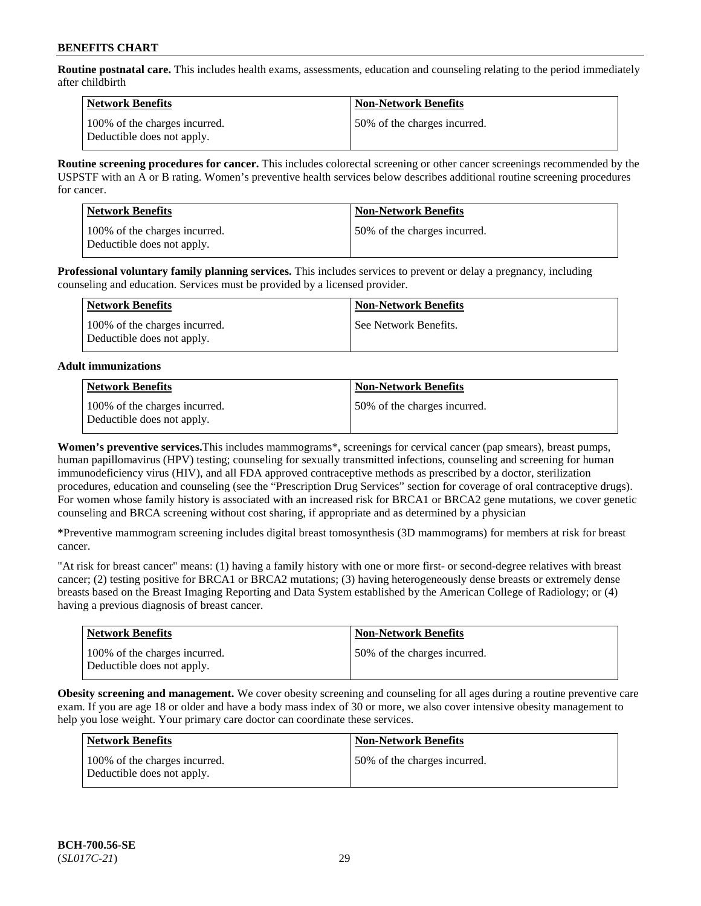**Routine postnatal care.** This includes health exams, assessments, education and counseling relating to the period immediately after childbirth

| Network Benefits | Non-Network Benefits |
|---|---|
| 100% of the charges incurred. Deductible does not apply. | 50% of the charges incurred. |

**Routine screening procedures for cancer.** This includes colorectal screening or other cancer screenings recommended by the USPSTF with an A or B rating. Women's preventive health services below describes additional routine screening procedures for cancer.

| Network Benefits | Non-Network Benefits |
|---|---|
| 100% of the charges incurred. Deductible does not apply. | 50% of the charges incurred. |

**Professional voluntary family planning services.** This includes services to prevent or delay a pregnancy, including counseling and education. Services must be provided by a licensed provider.

| Network Benefits | Non-Network Benefits |
|---|---|
| 100% of the charges incurred. Deductible does not apply. | See Network Benefits. |

**Adult immunizations**

| Network Benefits | Non-Network Benefits |
|---|---|
| 100% of the charges incurred. Deductible does not apply. | 50% of the charges incurred. |

**Women's preventive services.** This includes mammograms*, screenings for cervical cancer (pap smears), breast pumps, human papillomavirus (HPV) testing; counseling for sexually transmitted infections, counseling and screening for human immunodeficiency virus (HIV), and all FDA approved contraceptive methods as prescribed by a doctor, sterilization procedures, education and counseling (see the "Prescription Drug Services" section for coverage of oral contraceptive drugs). For women whose family history is associated with an increased risk for BRCA1 or BRCA2 gene mutations, we cover genetic counseling and BRCA screening without cost sharing, if appropriate and as determined by a physician

**\***Preventive mammogram screening includes digital breast tomosynthesis (3D mammograms) for members at risk for breast cancer.

"At risk for breast cancer" means: (1) having a family history with one or more first- or second-degree relatives with breast cancer; (2) testing positive for BRCA1 or BRCA2 mutations; (3) having heterogeneously dense breasts or extremely dense breasts based on the Breast Imaging Reporting and Data System established by the American College of Radiology; or (4) having a previous diagnosis of breast cancer.

| Network Benefits | Non-Network Benefits |
|---|---|
| 100% of the charges incurred. Deductible does not apply. | 50% of the charges incurred. |

**Obesity screening and management.** We cover obesity screening and counseling for all ages during a routine preventive care exam. If you are age 18 or older and have a body mass index of 30 or more, we also cover intensive obesity management to help you lose weight. Your primary care doctor can coordinate these services.

| Network Benefits | Non-Network Benefits |
|---|---|
| 100% of the charges incurred. Deductible does not apply. | 50% of the charges incurred. |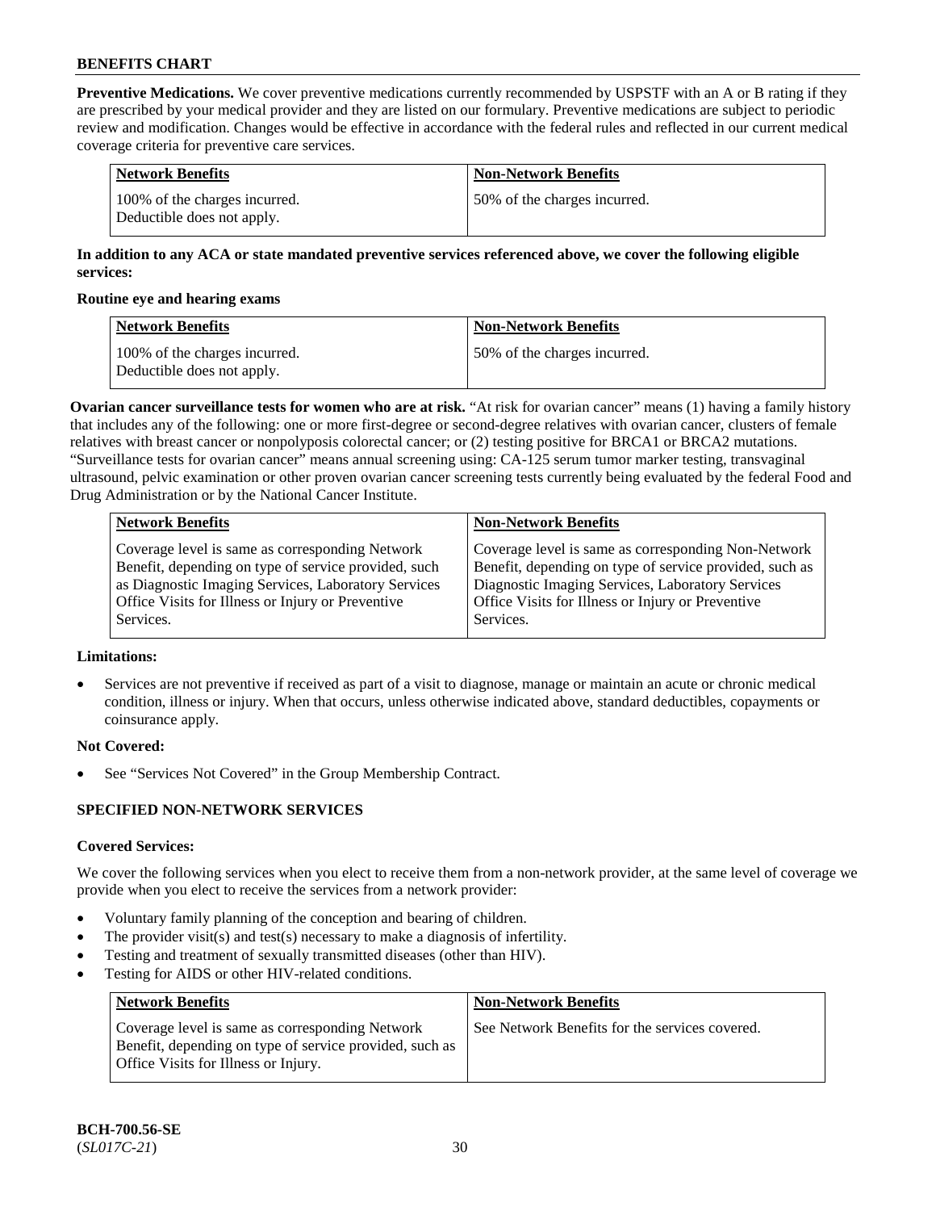**Preventive Medications.** We cover preventive medications currently recommended by USPSTF with an A or B rating if they are prescribed by your medical provider and they are listed on our formulary. Preventive medications are subject to periodic review and modification. Changes would be effective in accordance with the federal rules and reflected in our current medical coverage criteria for preventive care services.

| Network Benefits | Non-Network Benefits |
|---|---|
| 100% of the charges incurred. Deductible does not apply. | 50% of the charges incurred. |

**In addition to any ACA or state mandated preventive services referenced above, we cover the following eligible services:**

**Routine eye and hearing exams**

| Network Benefits | Non-Network Benefits |
|---|---|
| 100% of the charges incurred. Deductible does not apply. | 50% of the charges incurred. |

**Ovarian cancer surveillance tests for women who are at risk.** "At risk for ovarian cancer" means (1) having a family history that includes any of the following: one or more first-degree or second-degree relatives with ovarian cancer, clusters of female relatives with breast cancer or nonpolyposis colorectal cancer; or (2) testing positive for BRCA1 or BRCA2 mutations. "Surveillance tests for ovarian cancer" means annual screening using: CA-125 serum tumor marker testing, transvaginal ultrasound, pelvic examination or other proven ovarian cancer screening tests currently being evaluated by the federal Food and Drug Administration or by the National Cancer Institute.

| Network Benefits | Non-Network Benefits |
|---|---|
| Coverage level is same as corresponding Network Benefit, depending on type of service provided, such as Diagnostic Imaging Services, Laboratory Services Office Visits for Illness or Injury or Preventive Services. | Coverage level is same as corresponding Non-Network Benefit, depending on type of service provided, such as Diagnostic Imaging Services, Laboratory Services Office Visits for Illness or Injury or Preventive Services. |

**Limitations:**

- Services are not preventive if received as part of a visit to diagnose, manage or maintain an acute or chronic medical condition, illness or injury. When that occurs, unless otherwise indicated above, standard deductibles, copayments or coinsurance apply.

**Not Covered:**

- See "Services Not Covered" in the Group Membership Contract.

## SPECIFIED NON-NETWORK SERVICES

**Covered Services:**

We cover the following services when you elect to receive them from a non-network provider, at the same level of coverage we provide when you elect to receive the services from a network provider:

- Voluntary family planning of the conception and bearing of children.
- The provider visit(s) and test(s) necessary to make a diagnosis of infertility.
- Testing and treatment of sexually transmitted diseases (other than HIV).
- Testing for AIDS or other HIV-related conditions.

| Network Benefits | Non-Network Benefits |
|---|---|
| Coverage level is same as corresponding Network Benefit, depending on type of service provided, such as Office Visits for Illness or Injury. | See Network Benefits for the services covered. |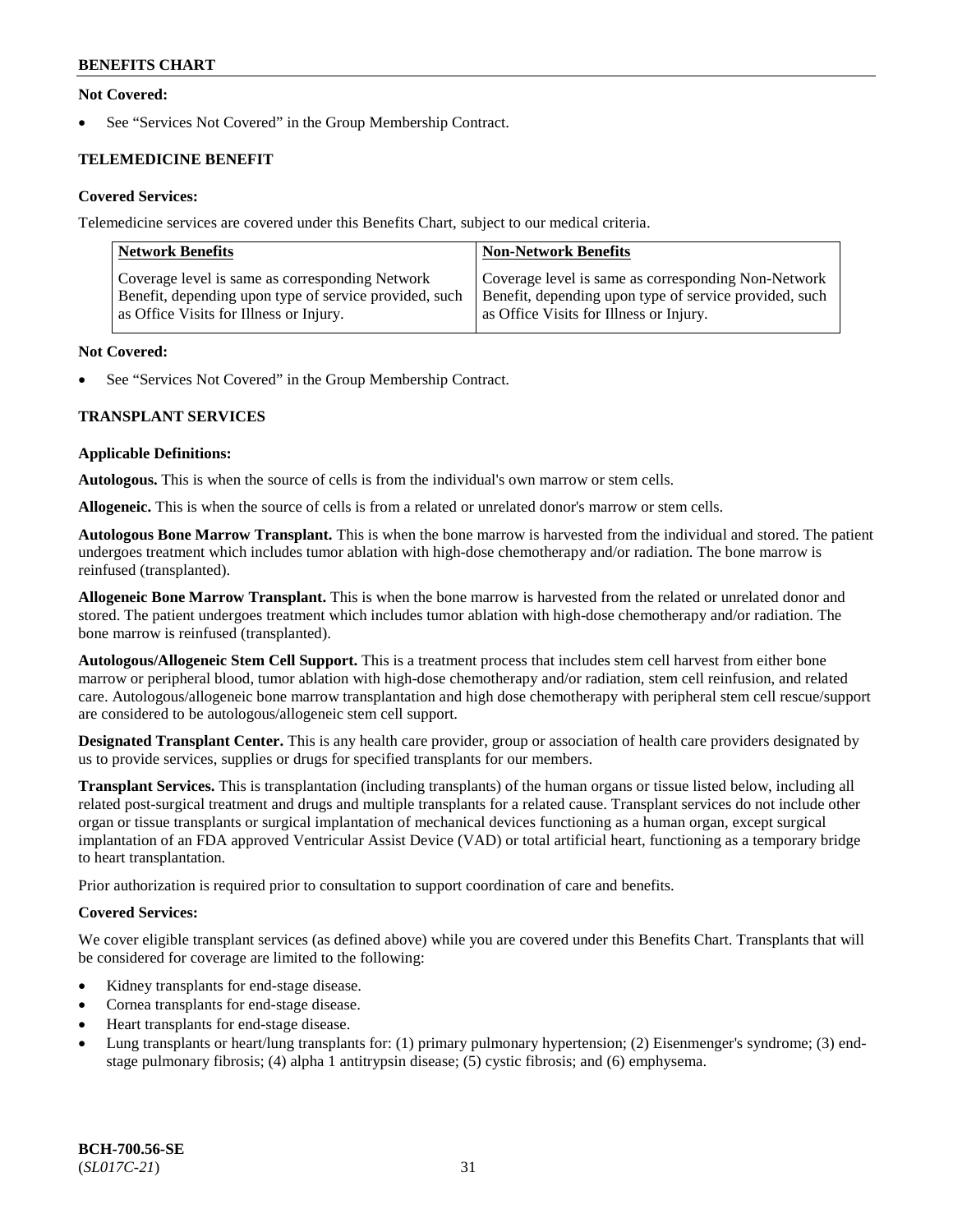**Not Covered:**

- See "Services Not Covered" in the Group Membership Contract.

### TELEMEDICINE BENEFIT

**Covered Services:**

Telemedicine services are covered under this Benefits Chart, subject to our medical criteria.

| Network Benefits | Non-Network Benefits |
|---|---|
| Coverage level is same as corresponding Network Benefit, depending upon type of service provided, such as Office Visits for Illness or Injury. | Coverage level is same as corresponding Non-Network Benefit, depending upon type of service provided, such as Office Visits for Illness or Injury. |

**Not Covered:**

- See "Services Not Covered" in the Group Membership Contract.

### TRANSPLANT SERVICES

**Applicable Definitions:**

**Autologous.** This is when the source of cells is from the individual's own marrow or stem cells.

**Allogeneic.** This is when the source of cells is from a related or unrelated donor's marrow or stem cells.

**Autologous Bone Marrow Transplant.** This is when the bone marrow is harvested from the individual and stored. The patient undergoes treatment which includes tumor ablation with high-dose chemotherapy and/or radiation. The bone marrow is reinfused (transplanted).

**Allogeneic Bone Marrow Transplant.** This is when the bone marrow is harvested from the related or unrelated donor and stored. The patient undergoes treatment which includes tumor ablation with high-dose chemotherapy and/or radiation. The bone marrow is reinfused (transplanted).

**Autologous/Allogeneic Stem Cell Support.** This is a treatment process that includes stem cell harvest from either bone marrow or peripheral blood, tumor ablation with high-dose chemotherapy and/or radiation, stem cell reinfusion, and related care. Autologous/allogeneic bone marrow transplantation and high dose chemotherapy with peripheral stem cell rescue/support are considered to be autologous/allogeneic stem cell support.

**Designated Transplant Center.** This is any health care provider, group or association of health care providers designated by us to provide services, supplies or drugs for specified transplants for our members.

**Transplant Services.** This is transplantation (including transplants) of the human organs or tissue listed below, including all related post-surgical treatment and drugs and multiple transplants for a related cause. Transplant services do not include other organ or tissue transplants or surgical implantation of mechanical devices functioning as a human organ, except surgical implantation of an FDA approved Ventricular Assist Device (VAD) or total artificial heart, functioning as a temporary bridge to heart transplantation.

Prior authorization is required prior to consultation to support coordination of care and benefits.

**Covered Services:**

We cover eligible transplant services (as defined above) while you are covered under this Benefits Chart. Transplants that will be considered for coverage are limited to the following:

- Kidney transplants for end-stage disease.
- Cornea transplants for end-stage disease.
- Heart transplants for end-stage disease.
- Lung transplants or heart/lung transplants for: (1) primary pulmonary hypertension; (2) Eisenmenger's syndrome; (3) end-stage pulmonary fibrosis; (4) alpha 1 antitrypsin disease; (5) cystic fibrosis; and (6) emphysema.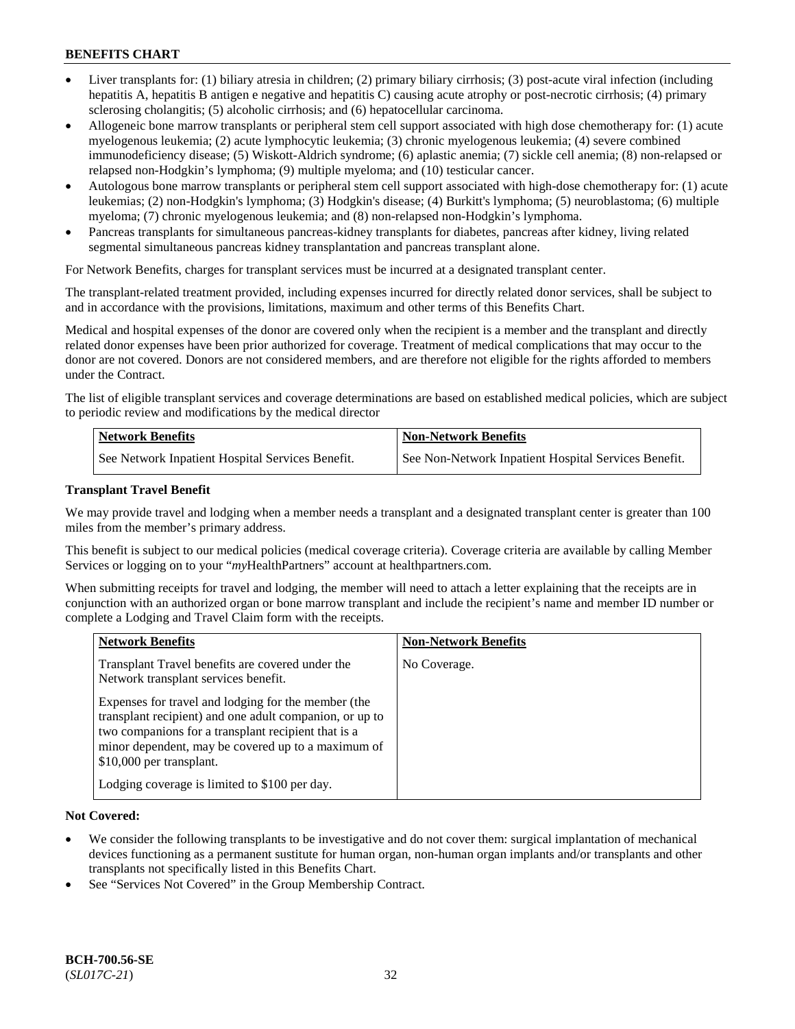- Liver transplants for: (1) biliary atresia in children; (2) primary biliary cirrhosis; (3) post-acute viral infection (including hepatitis A, hepatitis B antigen e negative and hepatitis C) causing acute atrophy or post-necrotic cirrhosis; (4) primary sclerosing cholangitis; (5) alcoholic cirrhosis; and (6) hepatocellular carcinoma.
- Allogeneic bone marrow transplants or peripheral stem cell support associated with high dose chemotherapy for: (1) acute myelogenous leukemia; (2) acute lymphocytic leukemia; (3) chronic myelogenous leukemia; (4) severe combined immunodeficiency disease; (5) Wiskott-Aldrich syndrome; (6) aplastic anemia; (7) sickle cell anemia; (8) non-relapsed or relapsed non-Hodgkin's lymphoma; (9) multiple myeloma; and (10) testicular cancer.
- Autologous bone marrow transplants or peripheral stem cell support associated with high-dose chemotherapy for: (1) acute leukemias; (2) non-Hodgkin's lymphoma; (3) Hodgkin's disease; (4) Burkitt's lymphoma; (5) neuroblastoma; (6) multiple myeloma; (7) chronic myelogenous leukemia; and (8) non-relapsed non-Hodgkin's lymphoma.
- Pancreas transplants for simultaneous pancreas-kidney transplants for diabetes, pancreas after kidney, living related segmental simultaneous pancreas kidney transplantation and pancreas transplant alone.

For Network Benefits, charges for transplant services must be incurred at a designated transplant center.

The transplant-related treatment provided, including expenses incurred for directly related donor services, shall be subject to and in accordance with the provisions, limitations, maximum and other terms of this Benefits Chart.

Medical and hospital expenses of the donor are covered only when the recipient is a member and the transplant and directly related donor expenses have been prior authorized for coverage. Treatment of medical complications that may occur to the donor are not covered. Donors are not considered members, and are therefore not eligible for the rights afforded to members under the Contract.

The list of eligible transplant services and coverage determinations are based on established medical policies, which are subject to periodic review and modifications by the medical director

| **Network Benefits** | **Non-Network Benefits** |
| --- | --- |
| See Network Inpatient Hospital Services Benefit. | See Non-Network Inpatient Hospital Services Benefit. |

**Transplant Travel Benefit**

We may provide travel and lodging when a member needs a transplant and a designated transplant center is greater than 100 miles from the member's primary address.

This benefit is subject to our medical policies (medical coverage criteria). Coverage criteria are available by calling Member Services or logging on to your "*my*HealthPartners" account at healthpartners.com.

When submitting receipts for travel and lodging, the member will need to attach a letter explaining that the receipts are in conjunction with an authorized organ or bone marrow transplant and include the recipient's name and member ID number or complete a Lodging and Travel Claim form with the receipts.

| **Network Benefits** | **Non-Network Benefits** |
| --- | --- |
| Transplant Travel benefits are covered under the Network transplant services benefit.<br><br>Expenses for travel and lodging for the member (the transplant recipient) and one adult companion, or up to two companions for a transplant recipient that is a minor dependent, may be covered up to a maximum of $10,000 per transplant.<br><br>Lodging coverage is limited to $100 per day. | No Coverage. |

**Not Covered:**

- We consider the following transplants to be investigative and do not cover them: surgical implantation of mechanical devices functioning as a permanent sustitute for human organ, non-human organ implants and/or transplants and other transplants not specifically listed in this Benefits Chart.
- See "Services Not Covered" in the Group Membership Contract.